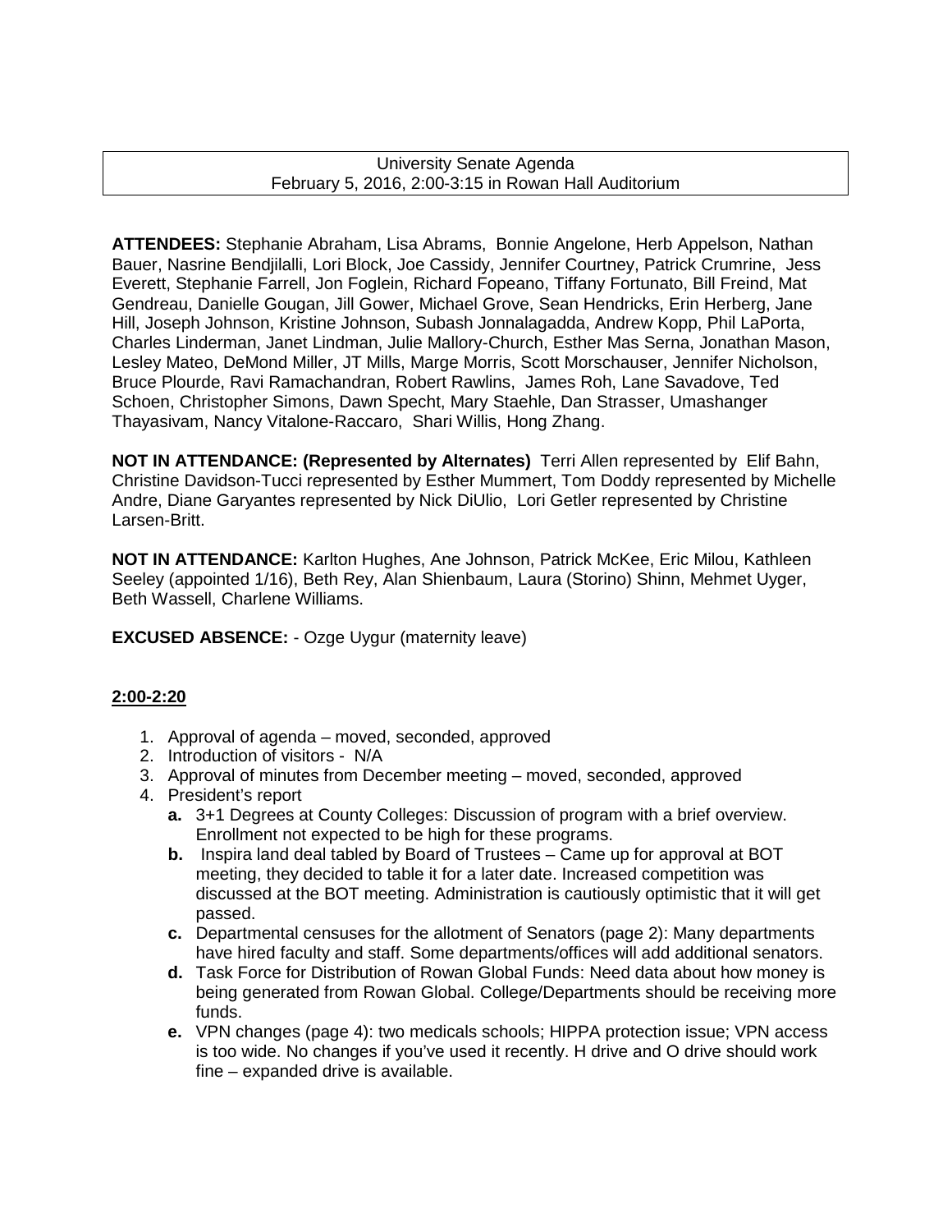University Senate Agenda
February 5, 2016, 2:00-3:15 in Rowan Hall Auditorium

**ATTENDEES:** Stephanie Abraham, Lisa Abrams, Bonnie Angelone, Herb Appelson, Nathan Bauer, Nasrine Bendjilalli, Lori Block, Joe Cassidy, Jennifer Courtney, Patrick Crumrine, Jess Everett, Stephanie Farrell, Jon Foglein, Richard Fopeano, Tiffany Fortunato, Bill Freind, Mat Gendreau, Danielle Gougan, Jill Gower, Michael Grove, Sean Hendricks, Erin Herberg, Jane Hill, Joseph Johnson, Kristine Johnson, Subash Jonnalagadda, Andrew Kopp, Phil LaPorta, Charles Linderman, Janet Lindman, Julie Mallory-Church, Esther Mas Serna, Jonathan Mason, Lesley Mateo, DeMond Miller, JT Mills, Marge Morris, Scott Morschauser, Jennifer Nicholson, Bruce Plourde, Ravi Ramachandran, Robert Rawlins, James Roh, Lane Savadove, Ted Schoen, Christopher Simons, Dawn Specht, Mary Staehle, Dan Strasser, Umashanger Thayasivam, Nancy Vitalone-Raccaro, Shari Willis, Hong Zhang.

**NOT IN ATTENDANCE: (Represented by Alternates)** Terri Allen represented by Elif Bahn, Christine Davidson-Tucci represented by Esther Mummert, Tom Doddy represented by Michelle Andre, Diane Garyantes represented by Nick DiUlio, Lori Getler represented by Christine Larsen-Britt.

**NOT IN ATTENDANCE:** Karlton Hughes, Ane Johnson, Patrick McKee, Eric Milou, Kathleen Seeley (appointed 1/16), Beth Rey, Alan Shienbaum, Laura (Storino) Shinn, Mehmet Uyger, Beth Wassell, Charlene Williams.

**EXCUSED ABSENCE:** - Ozge Uygur (maternity leave)

**2:00-2:20**

1. Approval of agenda – moved, seconded, approved
2. Introduction of visitors - N/A
3. Approval of minutes from December meeting – moved, seconded, approved
4. President's report
   - **a.** 3+1 Degrees at County Colleges: Discussion of program with a brief overview. Enrollment not expected to be high for these programs.
   - **b.** Inspira land deal tabled by Board of Trustees – Came up for approval at BOT meeting, they decided to table it for a later date. Increased competition was discussed at the BOT meeting. Administration is cautiously optimistic that it will get passed.
   - **c.** Departmental censuses for the allotment of Senators (page 2): Many departments have hired faculty and staff. Some departments/offices will add additional senators.
   - **d.** Task Force for Distribution of Rowan Global Funds: Need data about how money is being generated from Rowan Global. College/Departments should be receiving more funds.
   - **e.** VPN changes (page 4): two medicals schools; HIPPA protection issue; VPN access is too wide. No changes if you've used it recently. H drive and O drive should work fine – expanded drive is available.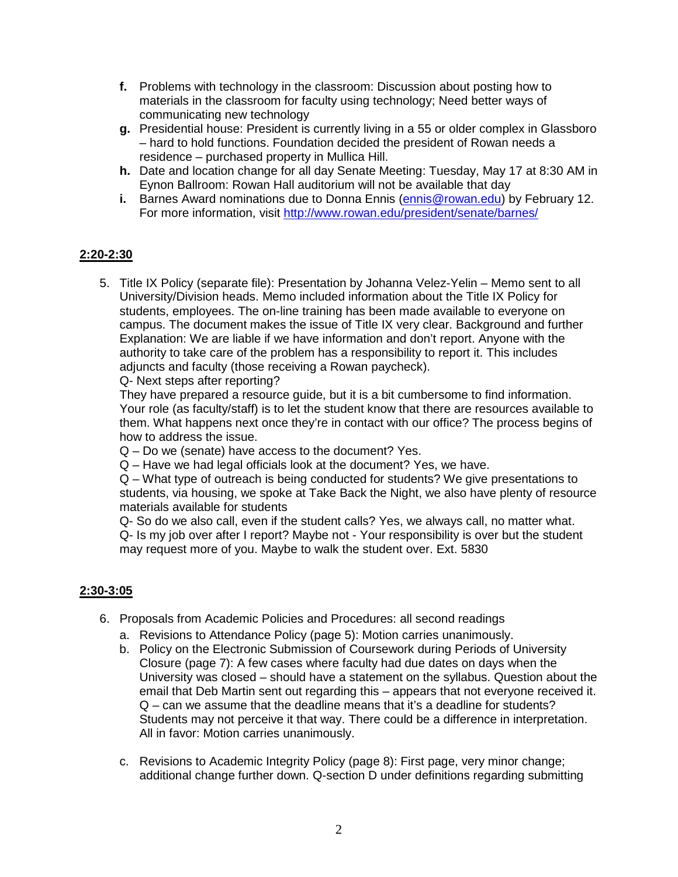- **f.** Problems with technology in the classroom: Discussion about posting how to materials in the classroom for faculty using technology; Need better ways of communicating new technology
- **g.** Presidential house: President is currently living in a 55 or older complex in Glassboro – hard to hold functions. Foundation decided the president of Rowan needs a residence – purchased property in Mullica Hill.
- **h.** Date and location change for all day Senate Meeting: Tuesday, May 17 at 8:30 AM in Eynon Ballroom: Rowan Hall auditorium will not be available that day
- **i.** Barnes Award nominations due to Donna Ennis (ennis@rowan.edu) by February 12. For more information, visit http://www.rowan.edu/president/senate/barnes/

**2:20-2:30**

5. Title IX Policy (separate file): Presentation by Johanna Velez-Yelin – Memo sent to all University/Division heads. Memo included information about the Title IX Policy for students, employees. The on-line training has been made available to everyone on campus. The document makes the issue of Title IX very clear. Background and further Explanation: We are liable if we have information and don't report. Anyone with the authority to take care of the problem has a responsibility to report it. This includes adjuncts and faculty (those receiving a Rowan paycheck).
   Q- Next steps after reporting?
   They have prepared a resource guide, but it is a bit cumbersome to find information. Your role (as faculty/staff) is to let the student know that there are resources available to them. What happens next once they're in contact with our office? The process begins of how to address the issue.
   Q – Do we (senate) have access to the document? Yes.
   Q – Have we had legal officials look at the document? Yes, we have.
   Q – What type of outreach is being conducted for students? We give presentations to students, via housing, we spoke at Take Back the Night, we also have plenty of resource materials available for students
   Q- So do we also call, even if the student calls? Yes, we always call, no matter what.
   Q- Is my job over after I report? Maybe not - Your responsibility is over but the student may request more of you. Maybe to walk the student over. Ext. 5830

**2:30-3:05**

6. Proposals from Academic Policies and Procedures: all second readings
   a. Revisions to Attendance Policy (page 5): Motion carries unanimously.
   b. Policy on the Electronic Submission of Coursework during Periods of University Closure (page 7): A few cases where faculty had due dates on days when the University was closed – should have a statement on the syllabus. Question about the email that Deb Martin sent out regarding this – appears that not everyone received it. Q – can we assume that the deadline means that it's a deadline for students? Students may not perceive it that way. There could be a difference in interpretation. All in favor: Motion carries unanimously.

   c. Revisions to Academic Integrity Policy (page 8): First page, very minor change; additional change further down. Q-section D under definitions regarding submitting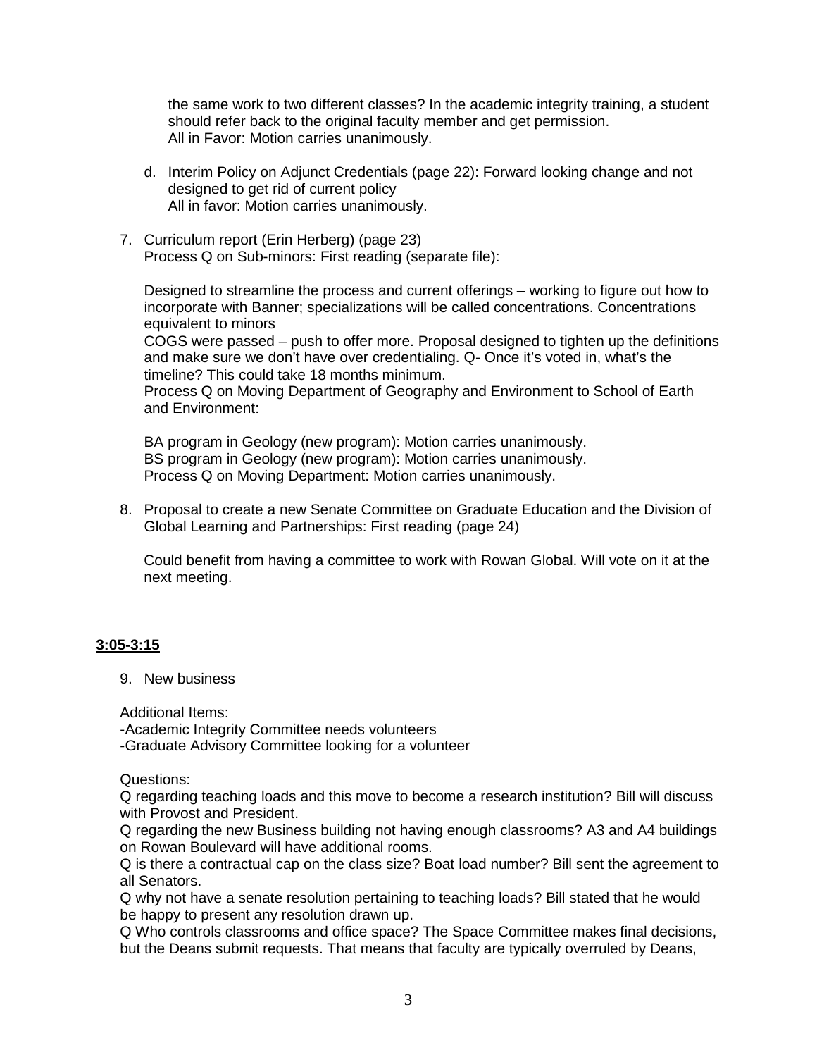the same work to two different classes? In the academic integrity training, a student should refer back to the original faculty member and get permission.
All in Favor: Motion carries unanimously.

d. Interim Policy on Adjunct Credentials (page 22): Forward looking change and not designed to get rid of current policy
All in favor: Motion carries unanimously.

7. Curriculum report (Erin Herberg) (page 23)
Process Q on Sub-minors: First reading (separate file):

Designed to streamline the process and current offerings – working to figure out how to incorporate with Banner; specializations will be called concentrations. Concentrations equivalent to minors
COGS were passed – push to offer more. Proposal designed to tighten up the definitions and make sure we don't have over credentialing. Q- Once it's voted in, what's the timeline? This could take 18 months minimum.
Process Q on Moving Department of Geography and Environment to School of Earth and Environment:

BA program in Geology (new program): Motion carries unanimously.
BS program in Geology (new program): Motion carries unanimously.
Process Q on Moving Department: Motion carries unanimously.

8. Proposal to create a new Senate Committee on Graduate Education and the Division of Global Learning and Partnerships: First reading (page 24)

Could benefit from having a committee to work with Rowan Global. Will vote on it at the next meeting.

**3:05-3:15**

9. New business

Additional Items:
-Academic Integrity Committee needs volunteers
-Graduate Advisory Committee looking for a volunteer

Questions:
Q regarding teaching loads and this move to become a research institution? Bill will discuss with Provost and President.
Q regarding the new Business building not having enough classrooms? A3 and A4 buildings on Rowan Boulevard will have additional rooms.
Q is there a contractual cap on the class size? Boat load number? Bill sent the agreement to all Senators.
Q why not have a senate resolution pertaining to teaching loads? Bill stated that he would be happy to present any resolution drawn up.
Q Who controls classrooms and office space? The Space Committee makes final decisions, but the Deans submit requests. That means that faculty are typically overruled by Deans,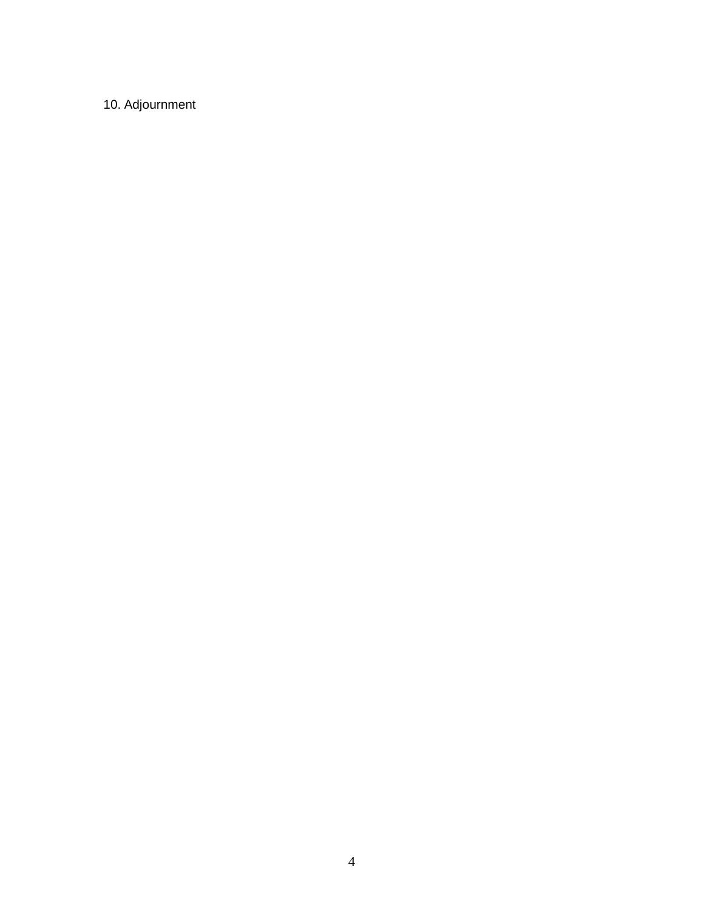10. Adjournment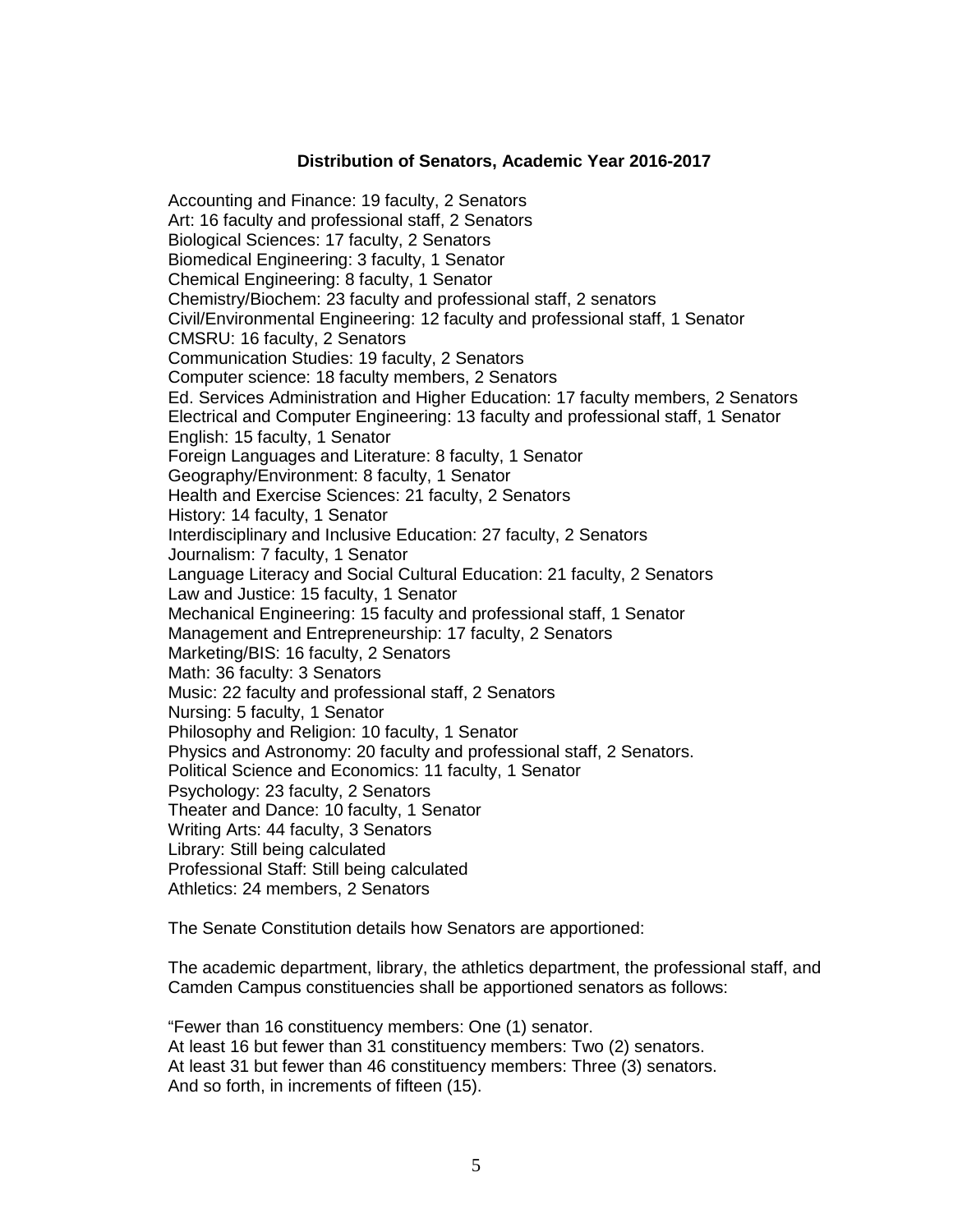**Distribution of Senators, Academic Year 2016-2017**

Accounting and Finance: 19 faculty, 2 Senators
Art: 16 faculty and professional staff, 2 Senators
Biological Sciences: 17 faculty, 2 Senators
Biomedical Engineering: 3 faculty, 1 Senator
Chemical Engineering: 8 faculty, 1 Senator
Chemistry/Biochem: 23 faculty and professional staff, 2 senators
Civil/Environmental Engineering: 12 faculty and professional staff, 1 Senator
CMSRU: 16 faculty, 2 Senators
Communication Studies: 19 faculty, 2 Senators
Computer science: 18 faculty members, 2 Senators
Ed. Services Administration and Higher Education: 17 faculty members, 2 Senators
Electrical and Computer Engineering: 13 faculty and professional staff, 1 Senator
English: 15 faculty, 1 Senator
Foreign Languages and Literature: 8 faculty, 1 Senator
Geography/Environment: 8 faculty, 1 Senator
Health and Exercise Sciences: 21 faculty, 2 Senators
History: 14 faculty, 1 Senator
Interdisciplinary and Inclusive Education: 27 faculty, 2 Senators
Journalism: 7 faculty, 1 Senator
Language Literacy and Social Cultural Education: 21 faculty, 2 Senators
Law and Justice: 15 faculty, 1 Senator
Mechanical Engineering: 15 faculty and professional staff, 1 Senator
Management and Entrepreneurship: 17 faculty, 2 Senators
Marketing/BIS: 16 faculty, 2 Senators
Math: 36 faculty: 3 Senators
Music: 22 faculty and professional staff, 2 Senators
Nursing: 5 faculty, 1 Senator
Philosophy and Religion: 10 faculty, 1 Senator
Physics and Astronomy: 20 faculty and professional staff, 2 Senators.
Political Science and Economics: 11 faculty, 1 Senator
Psychology: 23 faculty, 2 Senators
Theater and Dance: 10 faculty, 1 Senator
Writing Arts: 44 faculty, 3 Senators
Library: Still being calculated
Professional Staff: Still being calculated
Athletics: 24 members, 2 Senators

The Senate Constitution details how Senators are apportioned:

The academic department, library, the athletics department, the professional staff, and Camden Campus constituencies shall be apportioned senators as follows:

"Fewer than 16 constituency members: One (1) senator.
At least 16 but fewer than 31 constituency members: Two (2) senators.
At least 31 but fewer than 46 constituency members: Three (3) senators.
And so forth, in increments of fifteen (15).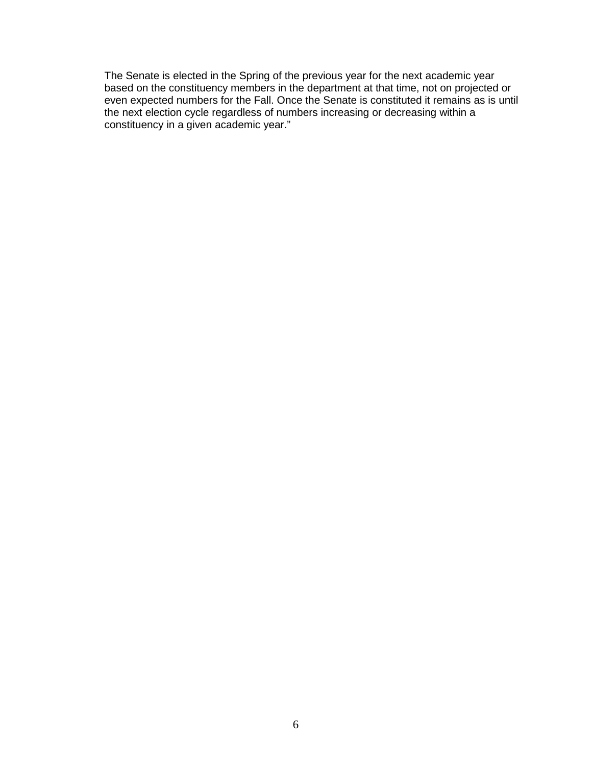The Senate is elected in the Spring of the previous year for the next academic year based on the constituency members in the department at that time, not on projected or even expected numbers for the Fall. Once the Senate is constituted it remains as is until the next election cycle regardless of numbers increasing or decreasing within a constituency in a given academic year."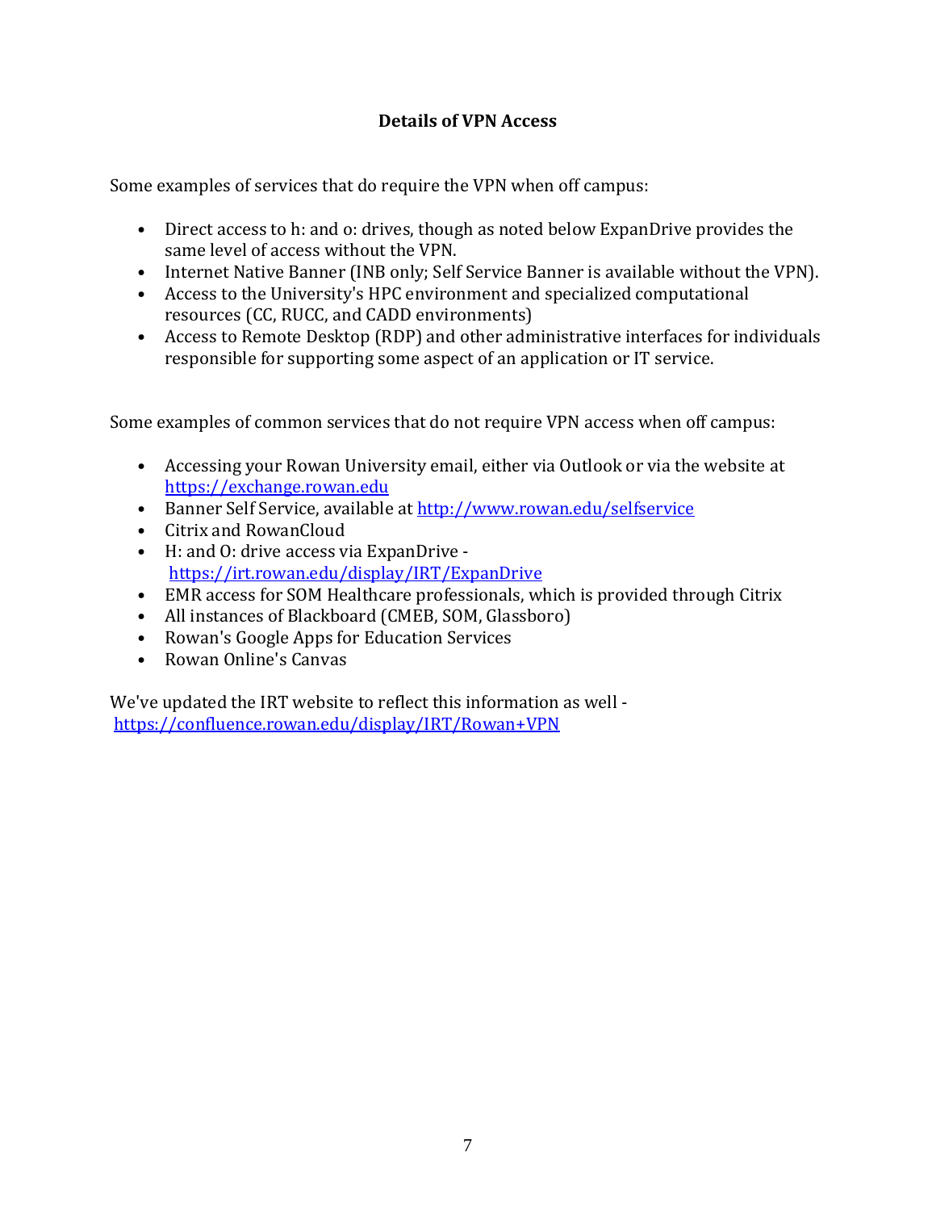## Details of VPN Access

Some examples of services that do require the VPN when off campus:

- Direct access to h: and o: drives, though as noted below ExpanDrive provides the same level of access without the VPN.
- Internet Native Banner (INB only; Self Service Banner is available without the VPN).
- Access to the University's HPC environment and specialized computational resources (CC, RUCC, and CADD environments)
- Access to Remote Desktop (RDP) and other administrative interfaces for individuals responsible for supporting some aspect of an application or IT service.

Some examples of common services that do not require VPN access when off campus:

- Accessing your Rowan University email, either via Outlook or via the website at https://exchange.rowan.edu
- Banner Self Service, available at http://www.rowan.edu/selfservice
- Citrix and RowanCloud
- H: and O: drive access via ExpanDrive - https://irt.rowan.edu/display/IRT/ExpanDrive
- EMR access for SOM Healthcare professionals, which is provided through Citrix
- All instances of Blackboard (CMEB, SOM, Glassboro)
- Rowan's Google Apps for Education Services
- Rowan Online's Canvas

We've updated the IRT website to reflect this information as well - https://confluence.rowan.edu/display/IRT/Rowan+VPN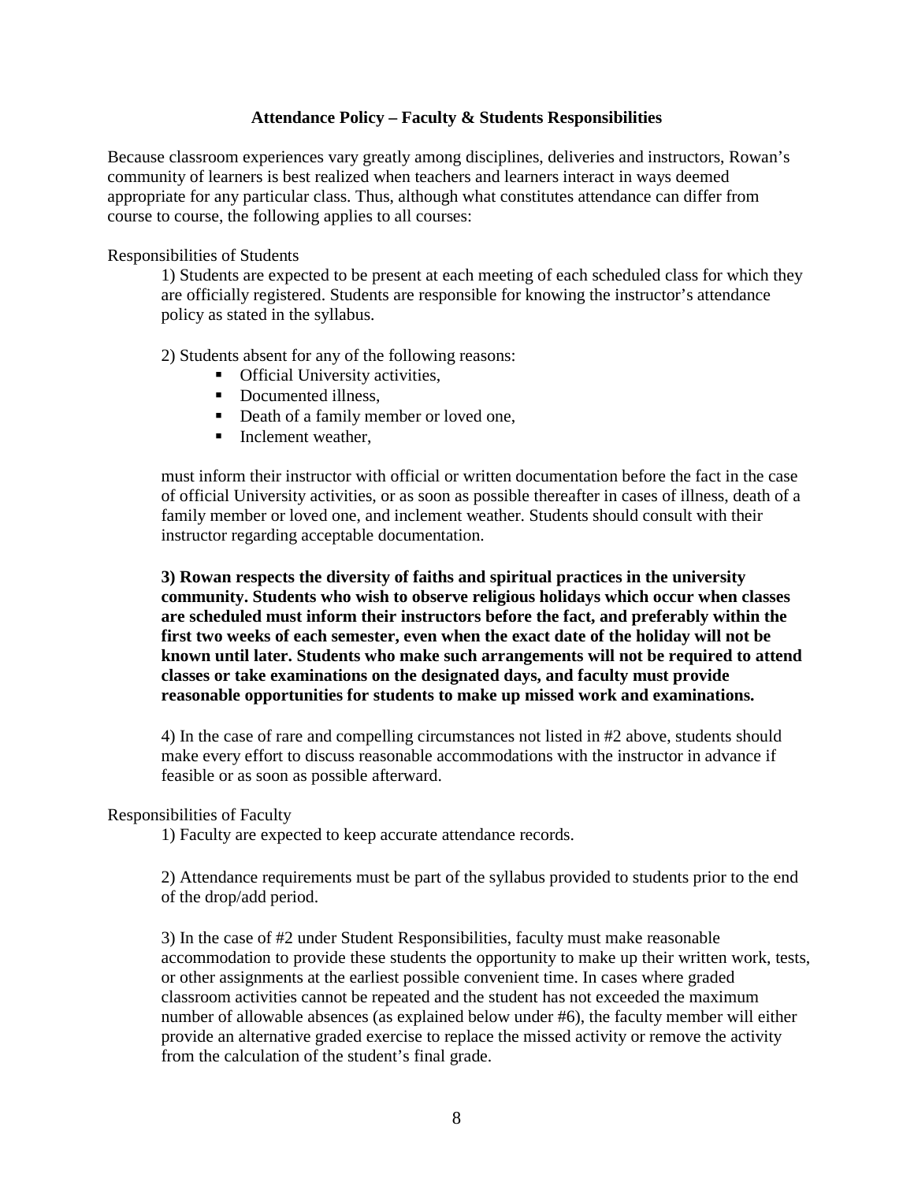**Attendance Policy – Faculty & Students Responsibilities**

Because classroom experiences vary greatly among disciplines, deliveries and instructors, Rowan's community of learners is best realized when teachers and learners interact in ways deemed appropriate for any particular class. Thus, although what constitutes attendance can differ from course to course, the following applies to all courses:

Responsibilities of Students

1) Students are expected to be present at each meeting of each scheduled class for which they are officially registered. Students are responsible for knowing the instructor's attendance policy as stated in the syllabus.

2) Students absent for any of the following reasons:

- Official University activities,
- Documented illness,
- Death of a family member or loved one,
- Inclement weather,

must inform their instructor with official or written documentation before the fact in the case of official University activities, or as soon as possible thereafter in cases of illness, death of a family member or loved one, and inclement weather. Students should consult with their instructor regarding acceptable documentation.

**3) Rowan respects the diversity of faiths and spiritual practices in the university community. Students who wish to observe religious holidays which occur when classes are scheduled must inform their instructors before the fact, and preferably within the first two weeks of each semester, even when the exact date of the holiday will not be known until later. Students who make such arrangements will not be required to attend classes or take examinations on the designated days, and faculty must provide reasonable opportunities for students to make up missed work and examinations.**

4) In the case of rare and compelling circumstances not listed in #2 above, students should make every effort to discuss reasonable accommodations with the instructor in advance if feasible or as soon as possible afterward.

Responsibilities of Faculty

1) Faculty are expected to keep accurate attendance records.

2) Attendance requirements must be part of the syllabus provided to students prior to the end of the drop/add period.

3) In the case of #2 under Student Responsibilities, faculty must make reasonable accommodation to provide these students the opportunity to make up their written work, tests, or other assignments at the earliest possible convenient time. In cases where graded classroom activities cannot be repeated and the student has not exceeded the maximum number of allowable absences (as explained below under #6), the faculty member will either provide an alternative graded exercise to replace the missed activity or remove the activity from the calculation of the student's final grade.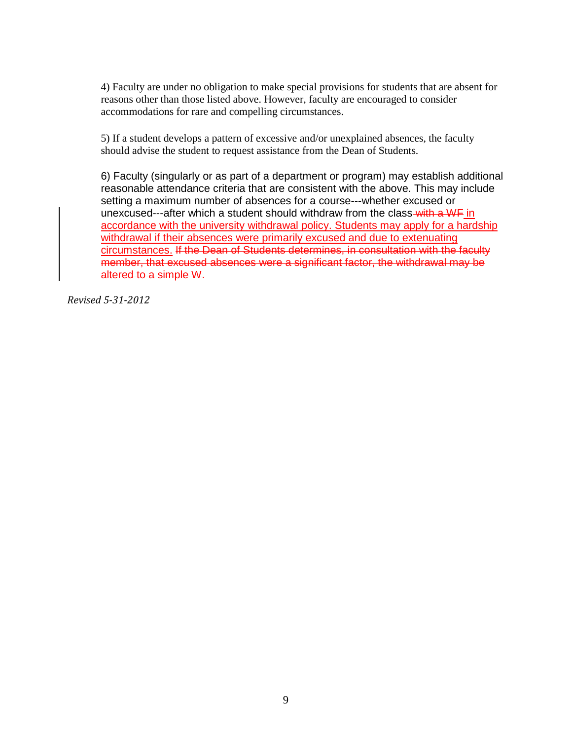4) Faculty are under no obligation to make special provisions for students that are absent for reasons other than those listed above. However, faculty are encouraged to consider accommodations for rare and compelling circumstances.

5) If a student develops a pattern of excessive and/or unexplained absences, the faculty should advise the student to request assistance from the Dean of Students.

6) Faculty (singularly or as part of a department or program) may establish additional reasonable attendance criteria that are consistent with the above. This may include setting a maximum number of absences for a course---whether excused or unexcused---after which a student should withdraw from the class ~~with a WF~~ in accordance with the university withdrawal policy. Students may apply for a hardship withdrawal if their absences were primarily excused and due to extenuating circumstances. ~~If the Dean of Students determines, in consultation with the faculty member, that excused absences were a significant factor, the withdrawal may be altered to a simple W.~~

*Revised 5-31-2012*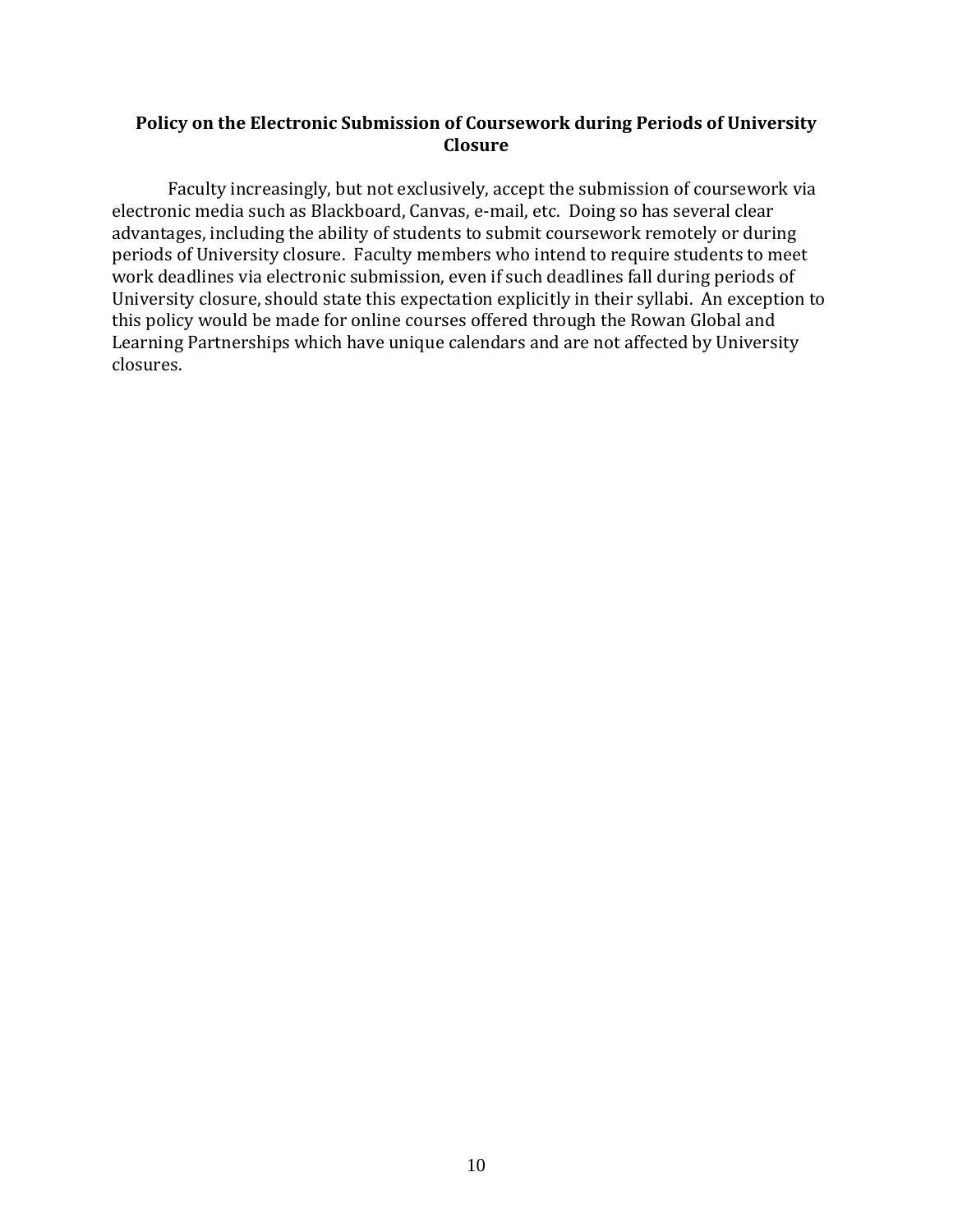## Policy on the Electronic Submission of Coursework during Periods of University Closure

Faculty increasingly, but not exclusively, accept the submission of coursework via electronic media such as Blackboard, Canvas, e-mail, etc. Doing so has several clear advantages, including the ability of students to submit coursework remotely or during periods of University closure. Faculty members who intend to require students to meet work deadlines via electronic submission, even if such deadlines fall during periods of University closure, should state this expectation explicitly in their syllabi. An exception to this policy would be made for online courses offered through the Rowan Global and Learning Partnerships which have unique calendars and are not affected by University closures.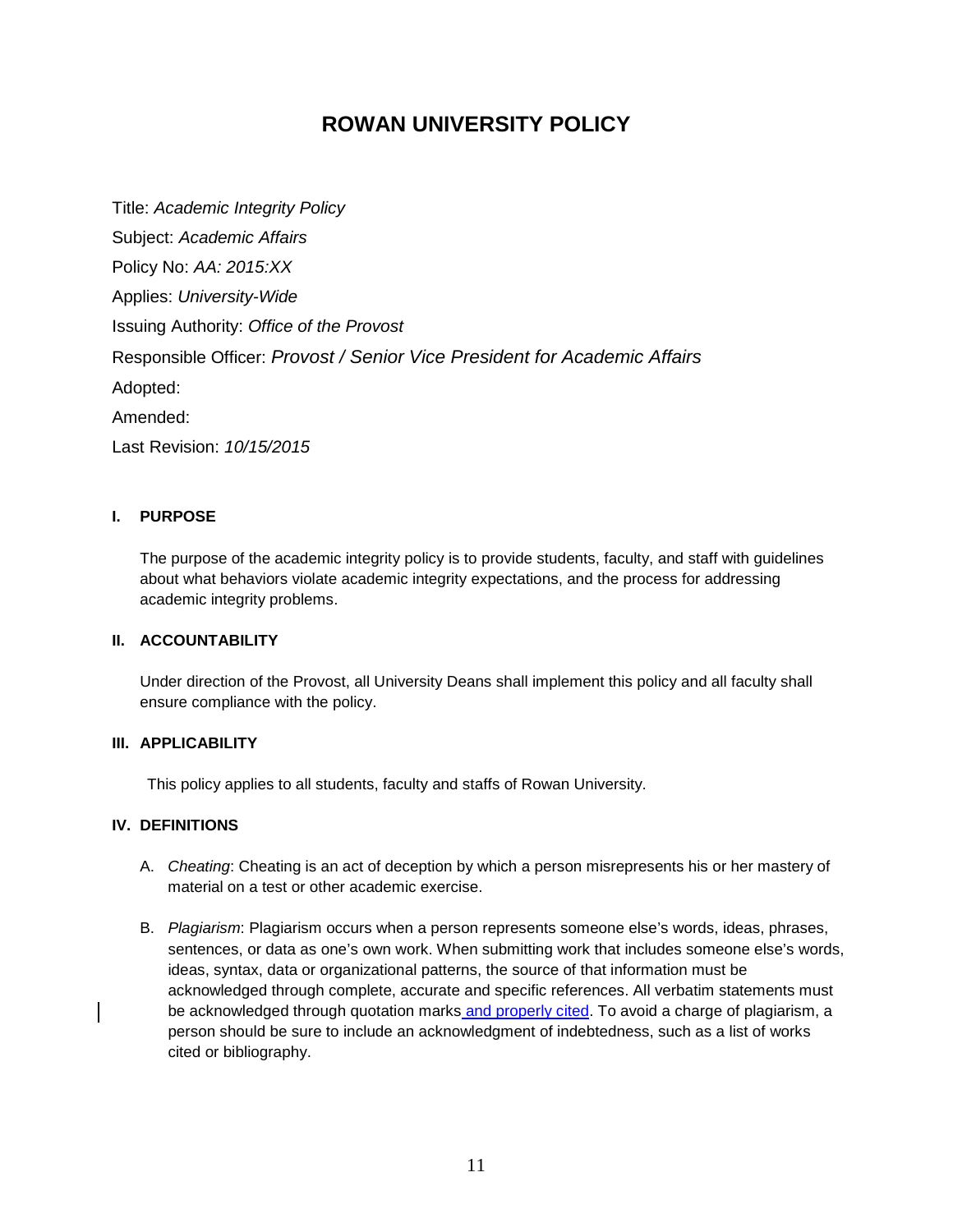# ROWAN UNIVERSITY POLICY

Title: *Academic Integrity Policy*

Subject: *Academic Affairs*

Policy No: *AA: 2015:XX*

Applies: *University-Wide*

Issuing Authority: *Office of the Provost*

Responsible Officer: *Provost / Senior Vice President for Academic Affairs*

Adopted:

Amended:

Last Revision: *10/15/2015*

## I. PURPOSE

The purpose of the academic integrity policy is to provide students, faculty, and staff with guidelines about what behaviors violate academic integrity expectations, and the process for addressing academic integrity problems.

## II. ACCOUNTABILITY

Under direction of the Provost, all University Deans shall implement this policy and all faculty shall ensure compliance with the policy.

## III. APPLICABILITY

This policy applies to all students, faculty and staffs of Rowan University.

## IV. DEFINITIONS

A. *Cheating*: Cheating is an act of deception by which a person misrepresents his or her mastery of material on a test or other academic exercise.

B. *Plagiarism*: Plagiarism occurs when a person represents someone else's words, ideas, phrases, sentences, or data as one's own work. When submitting work that includes someone else's words, ideas, syntax, data or organizational patterns, the source of that information must be acknowledged through complete, accurate and specific references. All verbatim statements must be acknowledged through quotation marks and properly cited. To avoid a charge of plagiarism, a person should be sure to include an acknowledgment of indebtedness, such as a list of works cited or bibliography.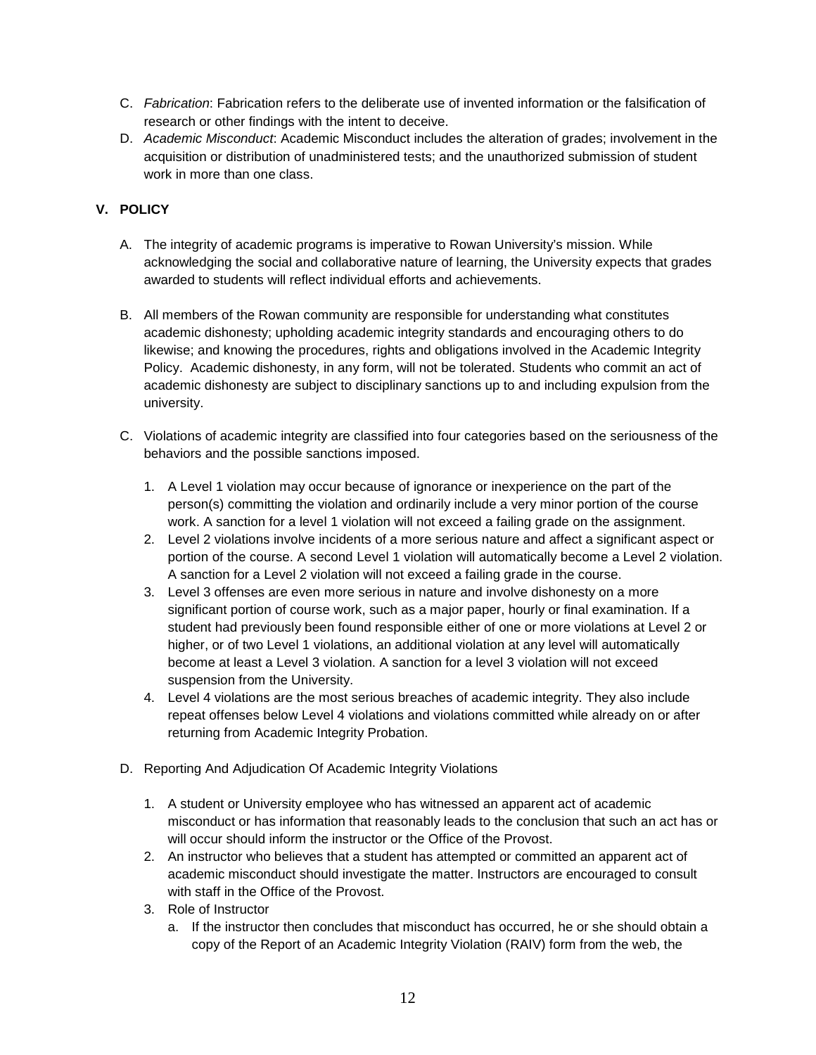C. *Fabrication*: Fabrication refers to the deliberate use of invented information or the falsification of research or other findings with the intent to deceive.
D. *Academic Misconduct*: Academic Misconduct includes the alteration of grades; involvement in the acquisition or distribution of unadministered tests; and the unauthorized submission of student work in more than one class.

## V. POLICY

A. The integrity of academic programs is imperative to Rowan University's mission. While acknowledging the social and collaborative nature of learning, the University expects that grades awarded to students will reflect individual efforts and achievements.

B. All members of the Rowan community are responsible for understanding what constitutes academic dishonesty; upholding academic integrity standards and encouraging others to do likewise; and knowing the procedures, rights and obligations involved in the Academic Integrity Policy. Academic dishonesty, in any form, will not be tolerated. Students who commit an act of academic dishonesty are subject to disciplinary sanctions up to and including expulsion from the university.

C. Violations of academic integrity are classified into four categories based on the seriousness of the behaviors and the possible sanctions imposed.

1. A Level 1 violation may occur because of ignorance or inexperience on the part of the person(s) committing the violation and ordinarily include a very minor portion of the course work. A sanction for a level 1 violation will not exceed a failing grade on the assignment.
2. Level 2 violations involve incidents of a more serious nature and affect a significant aspect or portion of the course. A second Level 1 violation will automatically become a Level 2 violation. A sanction for a Level 2 violation will not exceed a failing grade in the course.
3. Level 3 offenses are even more serious in nature and involve dishonesty on a more significant portion of course work, such as a major paper, hourly or final examination. If a student had previously been found responsible either of one or more violations at Level 2 or higher, or of two Level 1 violations, an additional violation at any level will automatically become at least a Level 3 violation. A sanction for a level 3 violation will not exceed suspension from the University.
4. Level 4 violations are the most serious breaches of academic integrity. They also include repeat offenses below Level 4 violations and violations committed while already on or after returning from Academic Integrity Probation.

D. Reporting And Adjudication Of Academic Integrity Violations

1. A student or University employee who has witnessed an apparent act of academic misconduct or has information that reasonably leads to the conclusion that such an act has or will occur should inform the instructor or the Office of the Provost.
2. An instructor who believes that a student has attempted or committed an apparent act of academic misconduct should investigate the matter. Instructors are encouraged to consult with staff in the Office of the Provost.
3. Role of Instructor
   a. If the instructor then concludes that misconduct has occurred, he or she should obtain a copy of the Report of an Academic Integrity Violation (RAIV) form from the web, the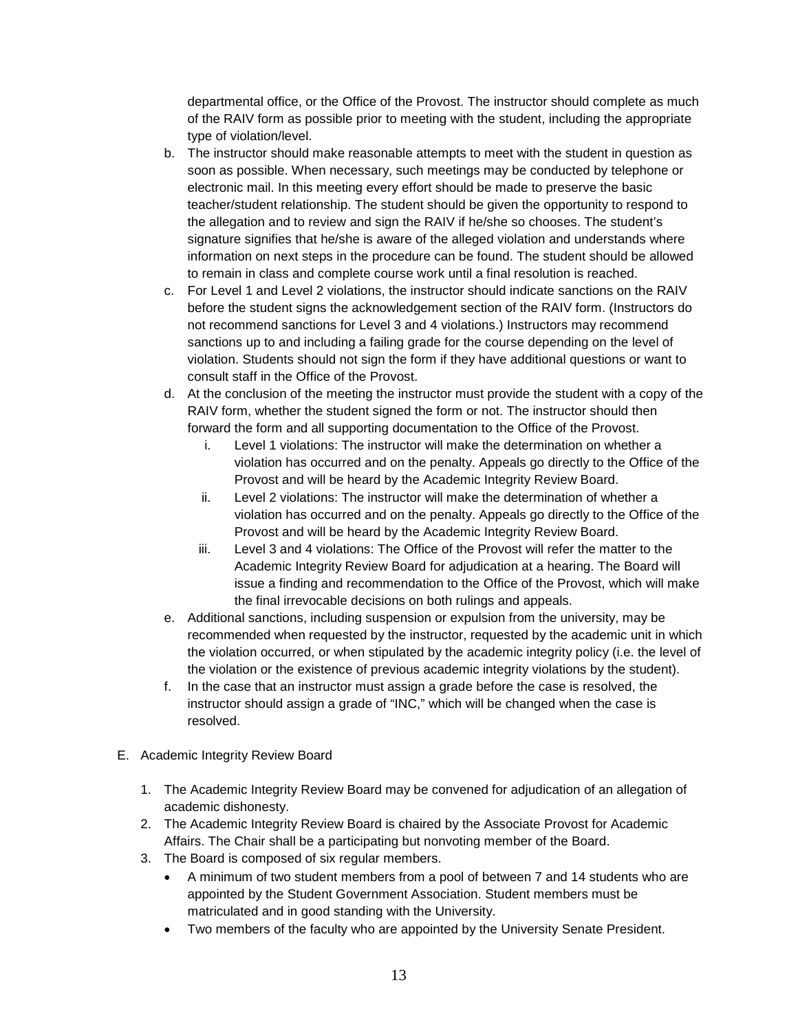departmental office, or the Office of the Provost. The instructor should complete as much of the RAIV form as possible prior to meeting with the student, including the appropriate type of violation/level.

b. The instructor should make reasonable attempts to meet with the student in question as soon as possible. When necessary, such meetings may be conducted by telephone or electronic mail. In this meeting every effort should be made to preserve the basic teacher/student relationship. The student should be given the opportunity to respond to the allegation and to review and sign the RAIV if he/she so chooses. The student's signature signifies that he/she is aware of the alleged violation and understands where information on next steps in the procedure can be found. The student should be allowed to remain in class and complete course work until a final resolution is reached.

c. For Level 1 and Level 2 violations, the instructor should indicate sanctions on the RAIV before the student signs the acknowledgement section of the RAIV form. (Instructors do not recommend sanctions for Level 3 and 4 violations.) Instructors may recommend sanctions up to and including a failing grade for the course depending on the level of violation. Students should not sign the form if they have additional questions or want to consult staff in the Office of the Provost.

d. At the conclusion of the meeting the instructor must provide the student with a copy of the RAIV form, whether the student signed the form or not. The instructor should then forward the form and all supporting documentation to the Office of the Provost.

   i. Level 1 violations: The instructor will make the determination on whether a violation has occurred and on the penalty. Appeals go directly to the Office of the Provost and will be heard by the Academic Integrity Review Board.

   ii. Level 2 violations: The instructor will make the determination of whether a violation has occurred and on the penalty. Appeals go directly to the Office of the Provost and will be heard by the Academic Integrity Review Board.

   iii. Level 3 and 4 violations: The Office of the Provost will refer the matter to the Academic Integrity Review Board for adjudication at a hearing. The Board will issue a finding and recommendation to the Office of the Provost, which will make the final irrevocable decisions on both rulings and appeals.

e. Additional sanctions, including suspension or expulsion from the university, may be recommended when requested by the instructor, requested by the academic unit in which the violation occurred, or when stipulated by the academic integrity policy (i.e. the level of the violation or the existence of previous academic integrity violations by the student).

f. In the case that an instructor must assign a grade before the case is resolved, the instructor should assign a grade of "INC," which will be changed when the case is resolved.

E. Academic Integrity Review Board

1. The Academic Integrity Review Board may be convened for adjudication of an allegation of academic dishonesty.
2. The Academic Integrity Review Board is chaired by the Associate Provost for Academic Affairs. The Chair shall be a participating but nonvoting member of the Board.
3. The Board is composed of six regular members.
   - A minimum of two student members from a pool of between 7 and 14 students who are appointed by the Student Government Association. Student members must be matriculated and in good standing with the University.
   - Two members of the faculty who are appointed by the University Senate President.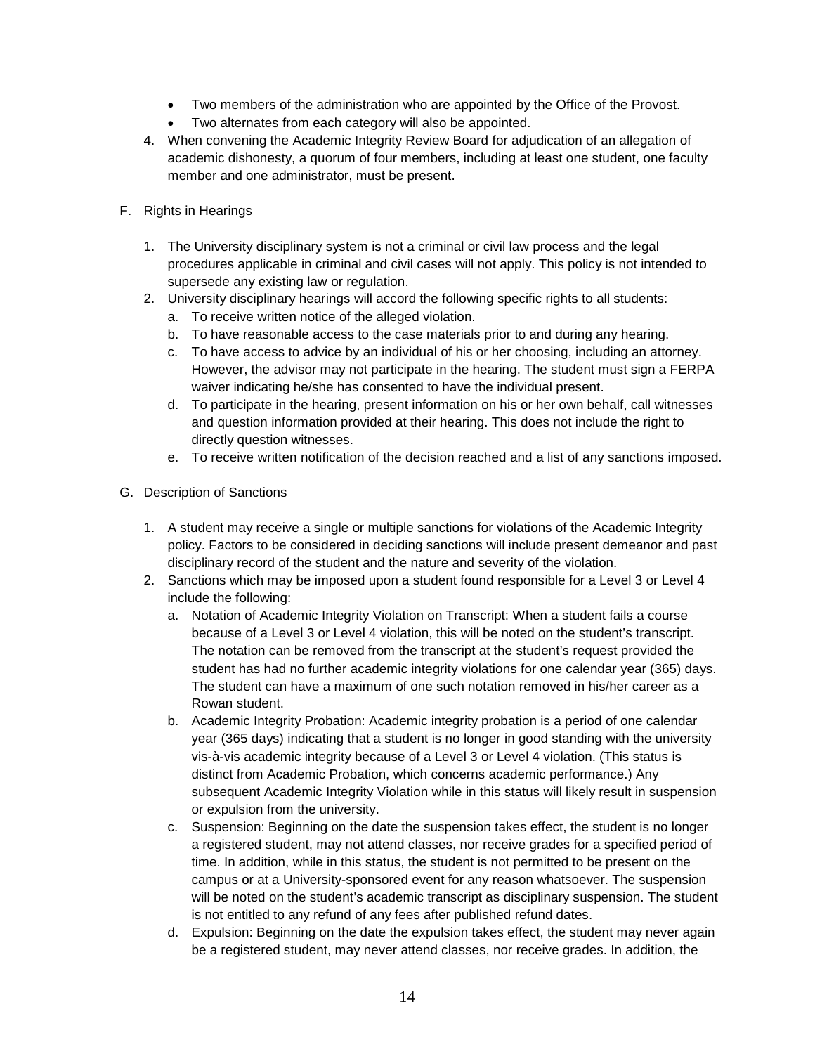- Two members of the administration who are appointed by the Office of the Provost.
- Two alternates from each category will also be appointed.

4. When convening the Academic Integrity Review Board for adjudication of an allegation of academic dishonesty, a quorum of four members, including at least one student, one faculty member and one administrator, must be present.

F. Rights in Hearings

1. The University disciplinary system is not a criminal or civil law process and the legal procedures applicable in criminal and civil cases will not apply. This policy is not intended to supersede any existing law or regulation.
2. University disciplinary hearings will accord the following specific rights to all students:
   a. To receive written notice of the alleged violation.
   b. To have reasonable access to the case materials prior to and during any hearing.
   c. To have access to advice by an individual of his or her choosing, including an attorney. However, the advisor may not participate in the hearing. The student must sign a FERPA waiver indicating he/she has consented to have the individual present.
   d. To participate in the hearing, present information on his or her own behalf, call witnesses and question information provided at their hearing. This does not include the right to directly question witnesses.
   e. To receive written notification of the decision reached and a list of any sanctions imposed.

G. Description of Sanctions

1. A student may receive a single or multiple sanctions for violations of the Academic Integrity policy. Factors to be considered in deciding sanctions will include present demeanor and past disciplinary record of the student and the nature and severity of the violation.
2. Sanctions which may be imposed upon a student found responsible for a Level 3 or Level 4 include the following:
   a. Notation of Academic Integrity Violation on Transcript: When a student fails a course because of a Level 3 or Level 4 violation, this will be noted on the student's transcript. The notation can be removed from the transcript at the student's request provided the student has had no further academic integrity violations for one calendar year (365) days. The student can have a maximum of one such notation removed in his/her career as a Rowan student.
   b. Academic Integrity Probation: Academic integrity probation is a period of one calendar year (365 days) indicating that a student is no longer in good standing with the university vis-à-vis academic integrity because of a Level 3 or Level 4 violation. (This status is distinct from Academic Probation, which concerns academic performance.) Any subsequent Academic Integrity Violation while in this status will likely result in suspension or expulsion from the university.
   c. Suspension: Beginning on the date the suspension takes effect, the student is no longer a registered student, may not attend classes, nor receive grades for a specified period of time. In addition, while in this status, the student is not permitted to be present on the campus or at a University-sponsored event for any reason whatsoever. The suspension will be noted on the student's academic transcript as disciplinary suspension. The student is not entitled to any refund of any fees after published refund dates.
   d. Expulsion: Beginning on the date the expulsion takes effect, the student may never again be a registered student, may never attend classes, nor receive grades. In addition, the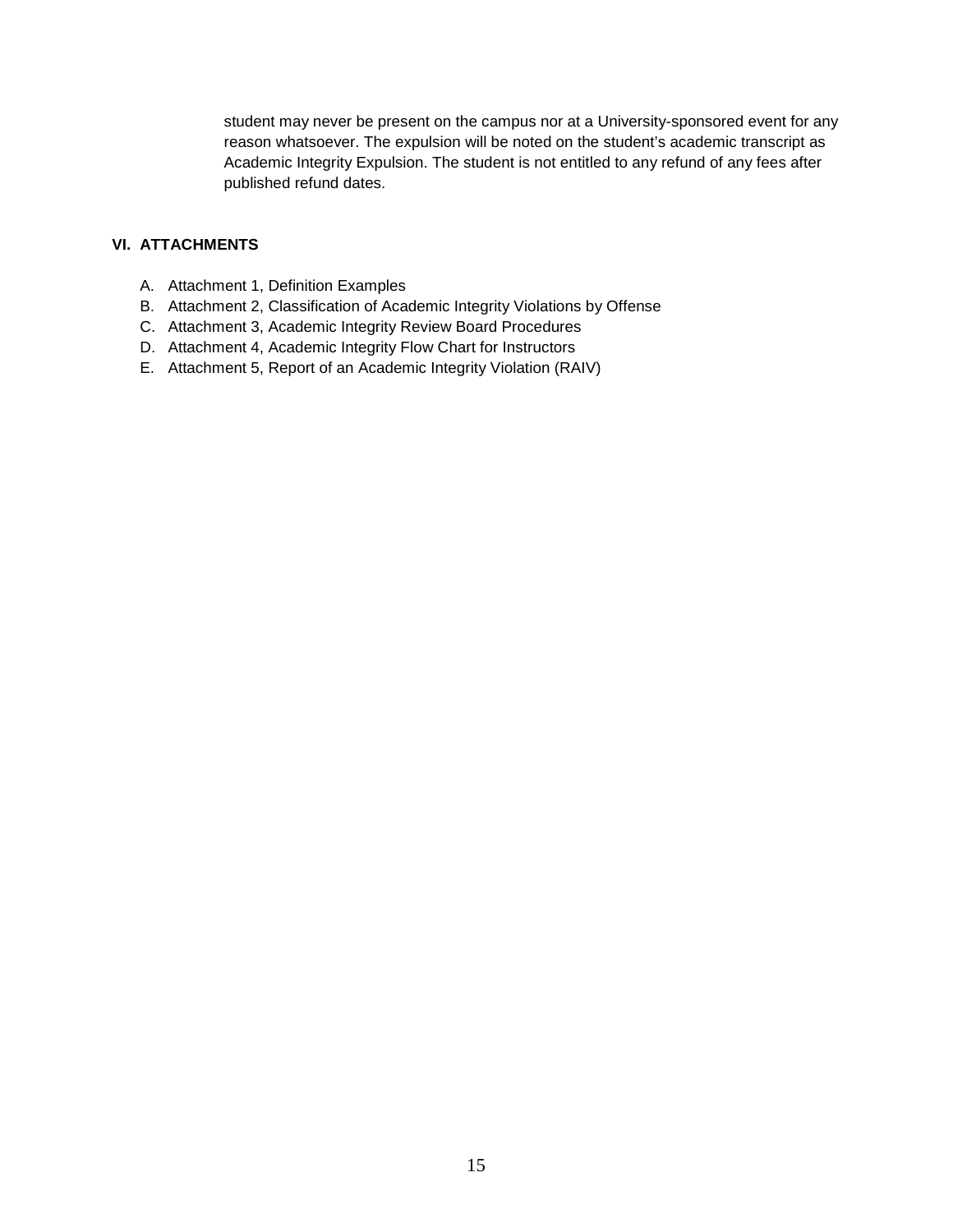student may never be present on the campus nor at a University-sponsored event for any reason whatsoever. The expulsion will be noted on the student's academic transcript as Academic Integrity Expulsion. The student is not entitled to any refund of any fees after published refund dates.

## VI. ATTACHMENTS

A. Attachment 1, Definition Examples
B. Attachment 2, Classification of Academic Integrity Violations by Offense
C. Attachment 3, Academic Integrity Review Board Procedures
D. Attachment 4, Academic Integrity Flow Chart for Instructors
E. Attachment 5, Report of an Academic Integrity Violation (RAIV)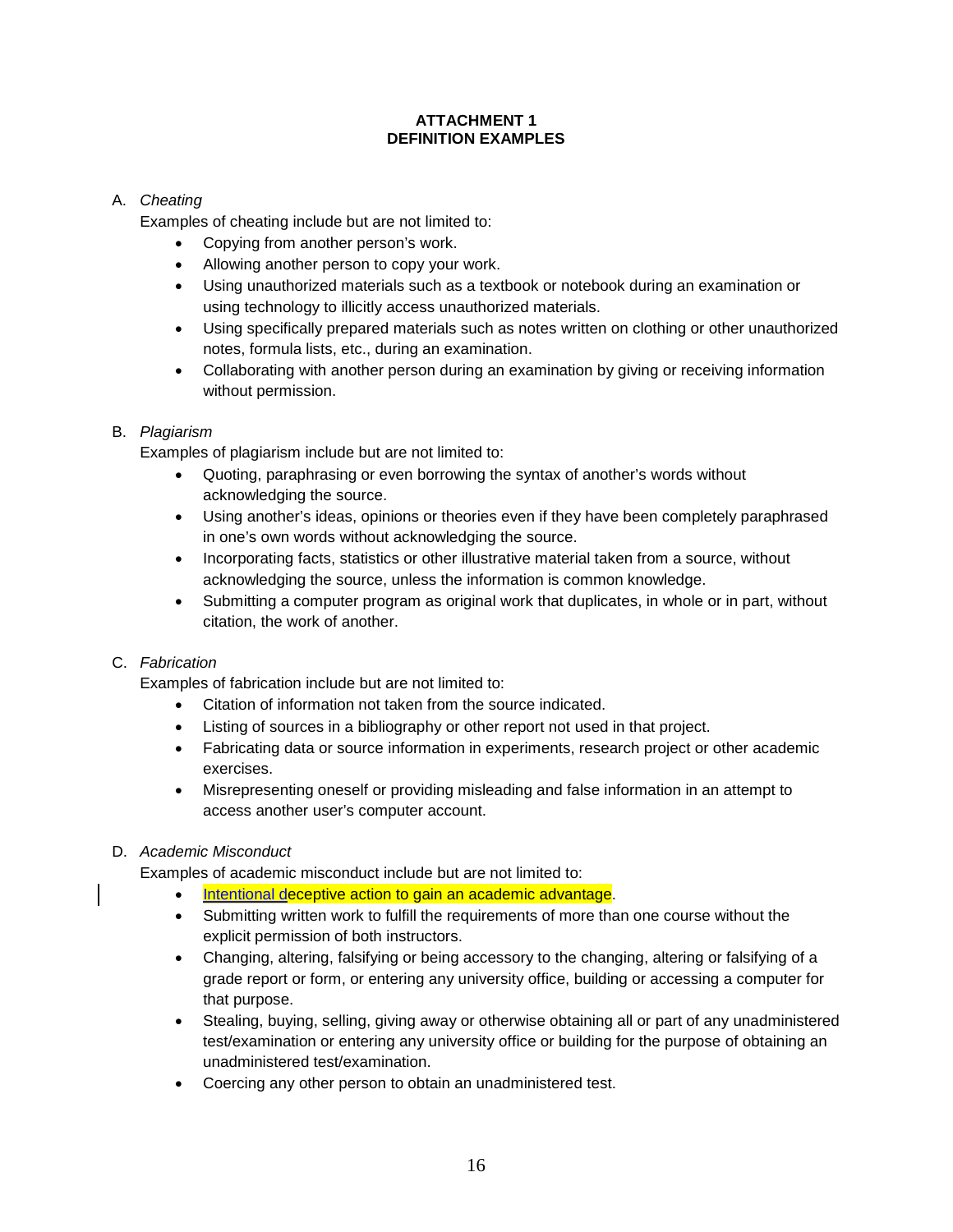**ATTACHMENT 1**
**DEFINITION EXAMPLES**

A. *Cheating*

Examples of cheating include but are not limited to:

- Copying from another person's work.
- Allowing another person to copy your work.
- Using unauthorized materials such as a textbook or notebook during an examination or using technology to illicitly access unauthorized materials.
- Using specifically prepared materials such as notes written on clothing or other unauthorized notes, formula lists, etc., during an examination.
- Collaborating with another person during an examination by giving or receiving information without permission.

B. *Plagiarism*

Examples of plagiarism include but are not limited to:

- Quoting, paraphrasing or even borrowing the syntax of another's words without acknowledging the source.
- Using another's ideas, opinions or theories even if they have been completely paraphrased in one's own words without acknowledging the source.
- Incorporating facts, statistics or other illustrative material taken from a source, without acknowledging the source, unless the information is common knowledge.
- Submitting a computer program as original work that duplicates, in whole or in part, without citation, the work of another.

C. *Fabrication*

Examples of fabrication include but are not limited to:

- Citation of information not taken from the source indicated.
- Listing of sources in a bibliography or other report not used in that project.
- Fabricating data or source information in experiments, research project or other academic exercises.
- Misrepresenting oneself or providing misleading and false information in an attempt to access another user's computer account.

D. *Academic Misconduct*

Examples of academic misconduct include but are not limited to:

- Intentional deceptive action to gain an academic advantage.
- Submitting written work to fulfill the requirements of more than one course without the explicit permission of both instructors.
- Changing, altering, falsifying or being accessory to the changing, altering or falsifying of a grade report or form, or entering any university office, building or accessing a computer for that purpose.
- Stealing, buying, selling, giving away or otherwise obtaining all or part of any unadministered test/examination or entering any university office or building for the purpose of obtaining an unadministered test/examination.
- Coercing any other person to obtain an unadministered test.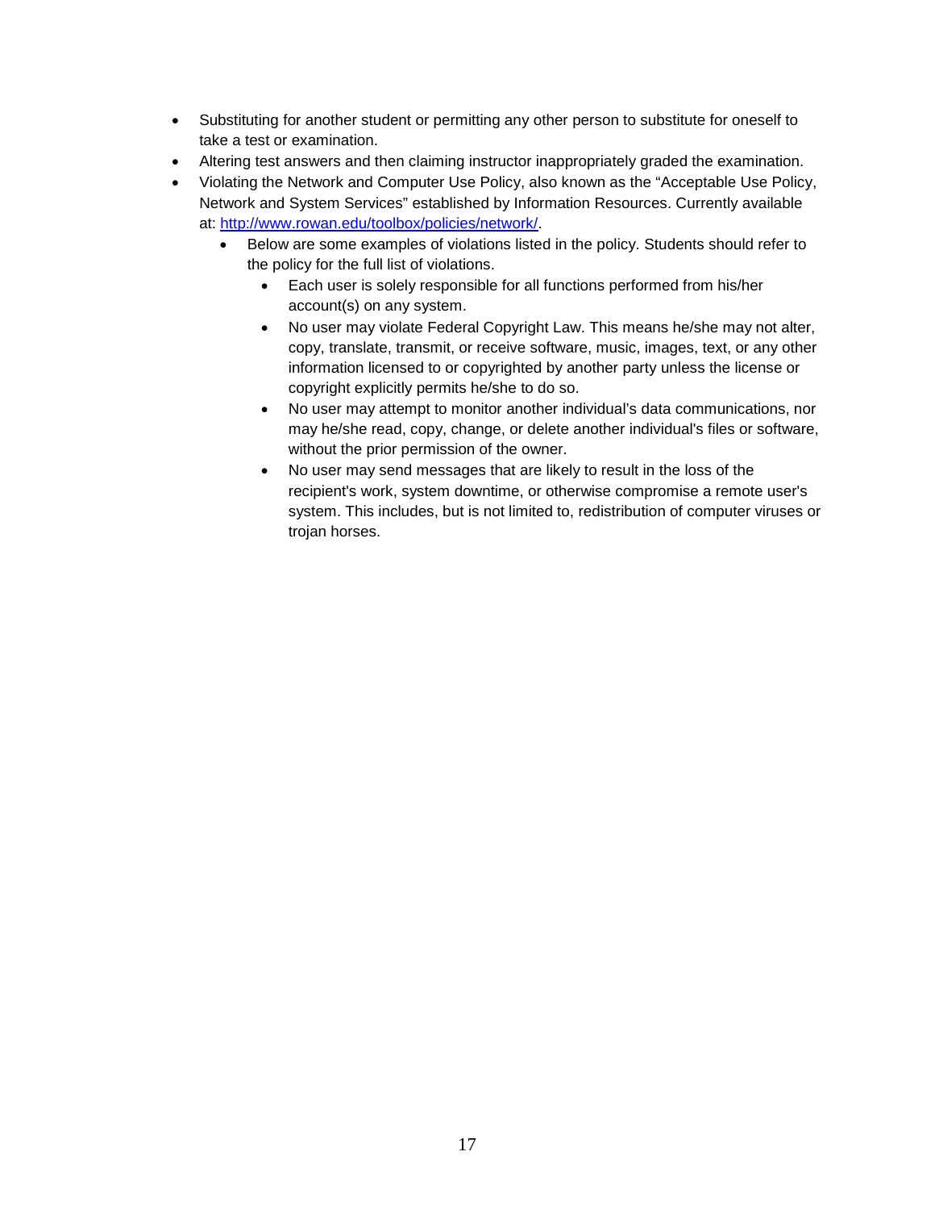- Substituting for another student or permitting any other person to substitute for oneself to take a test or examination.
- Altering test answers and then claiming instructor inappropriately graded the examination.
- Violating the Network and Computer Use Policy, also known as the "Acceptable Use Policy, Network and System Services" established by Information Resources. Currently available at: [http://www.rowan.edu/toolbox/policies/network/](http://www.rowan.edu/toolbox/policies/network/).
    - Below are some examples of violations listed in the policy. Students should refer to the policy for the full list of violations.
        - Each user is solely responsible for all functions performed from his/her account(s) on any system.
        - No user may violate Federal Copyright Law. This means he/she may not alter, copy, translate, transmit, or receive software, music, images, text, or any other information licensed to or copyrighted by another party unless the license or copyright explicitly permits he/she to do so.
        - No user may attempt to monitor another individual's data communications, nor may he/she read, copy, change, or delete another individual's files or software, without the prior permission of the owner.
        - No user may send messages that are likely to result in the loss of the recipient's work, system downtime, or otherwise compromise a remote user's system. This includes, but is not limited to, redistribution of computer viruses or trojan horses.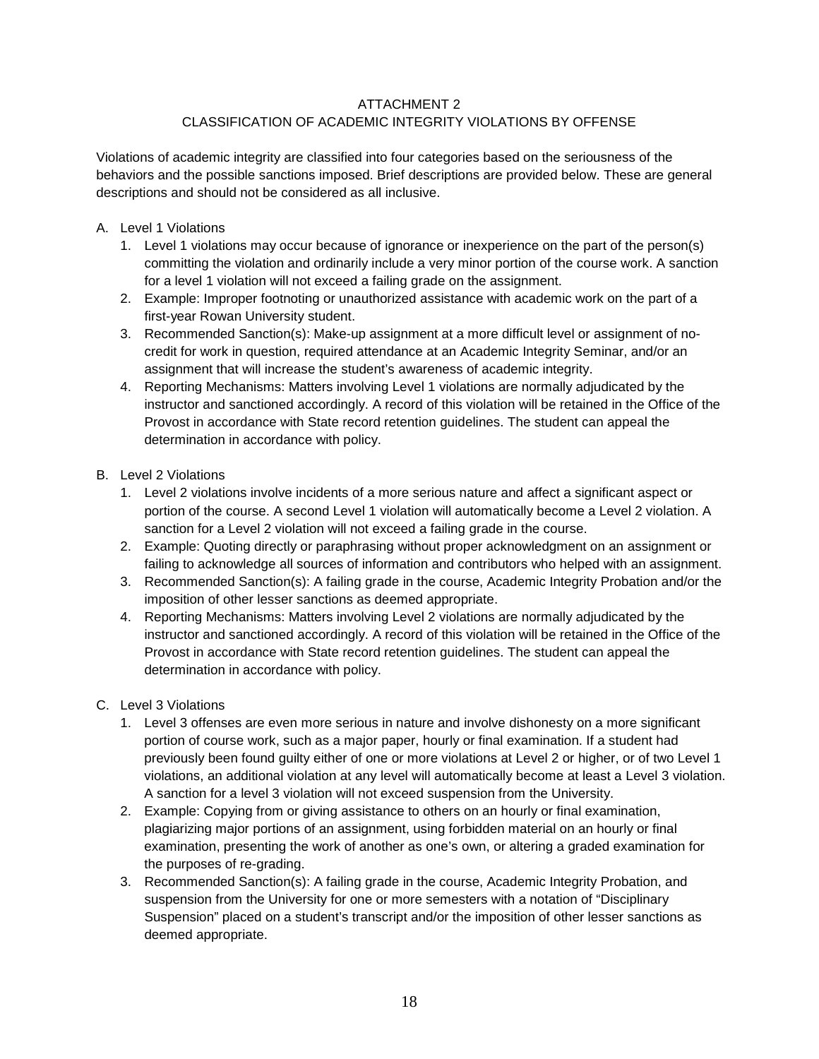## ATTACHMENT 2
## CLASSIFICATION OF ACADEMIC INTEGRITY VIOLATIONS BY OFFENSE

Violations of academic integrity are classified into four categories based on the seriousness of the behaviors and the possible sanctions imposed. Brief descriptions are provided below. These are general descriptions and should not be considered as all inclusive.

A. Level 1 Violations
    1. Level 1 violations may occur because of ignorance or inexperience on the part of the person(s) committing the violation and ordinarily include a very minor portion of the course work. A sanction for a level 1 violation will not exceed a failing grade on the assignment.
    2. Example: Improper footnoting or unauthorized assistance with academic work on the part of a first-year Rowan University student.
    3. Recommended Sanction(s): Make-up assignment at a more difficult level or assignment of no-credit for work in question, required attendance at an Academic Integrity Seminar, and/or an assignment that will increase the student's awareness of academic integrity.
    4. Reporting Mechanisms: Matters involving Level 1 violations are normally adjudicated by the instructor and sanctioned accordingly. A record of this violation will be retained in the Office of the Provost in accordance with State record retention guidelines. The student can appeal the determination in accordance with policy.

B. Level 2 Violations
    1. Level 2 violations involve incidents of a more serious nature and affect a significant aspect or portion of the course. A second Level 1 violation will automatically become a Level 2 violation. A sanction for a Level 2 violation will not exceed a failing grade in the course.
    2. Example: Quoting directly or paraphrasing without proper acknowledgment on an assignment or failing to acknowledge all sources of information and contributors who helped with an assignment.
    3. Recommended Sanction(s): A failing grade in the course, Academic Integrity Probation and/or the imposition of other lesser sanctions as deemed appropriate.
    4. Reporting Mechanisms: Matters involving Level 2 violations are normally adjudicated by the instructor and sanctioned accordingly. A record of this violation will be retained in the Office of the Provost in accordance with State record retention guidelines. The student can appeal the determination in accordance with policy.

C. Level 3 Violations
    1. Level 3 offenses are even more serious in nature and involve dishonesty on a more significant portion of course work, such as a major paper, hourly or final examination. If a student had previously been found guilty either of one or more violations at Level 2 or higher, or of two Level 1 violations, an additional violation at any level will automatically become at least a Level 3 violation. A sanction for a level 3 violation will not exceed suspension from the University.
    2. Example: Copying from or giving assistance to others on an hourly or final examination, plagiarizing major portions of an assignment, using forbidden material on an hourly or final examination, presenting the work of another as one's own, or altering a graded examination for the purposes of re-grading.
    3. Recommended Sanction(s): A failing grade in the course, Academic Integrity Probation, and suspension from the University for one or more semesters with a notation of "Disciplinary Suspension" placed on a student's transcript and/or the imposition of other lesser sanctions as deemed appropriate.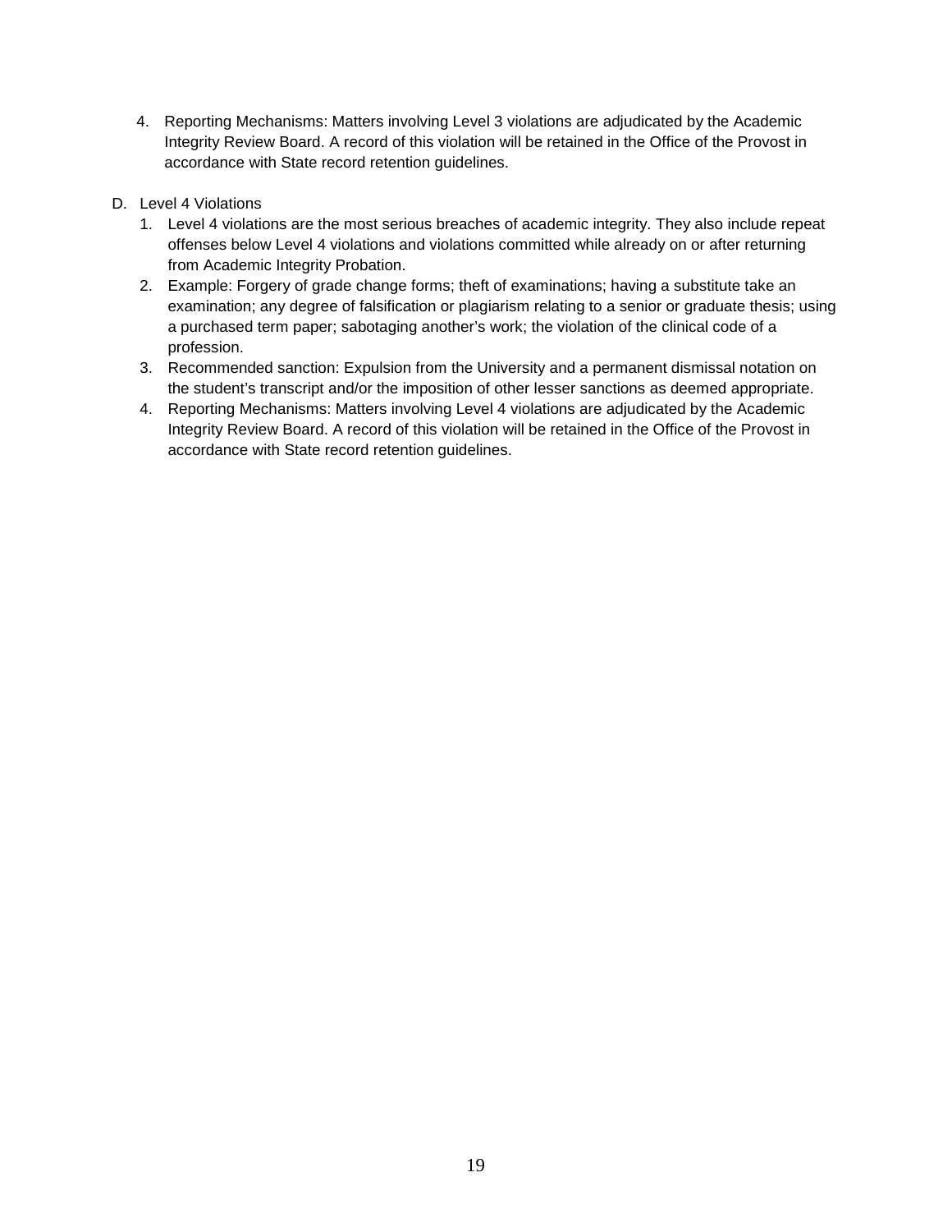4. Reporting Mechanisms: Matters involving Level 3 violations are adjudicated by the Academic Integrity Review Board. A record of this violation will be retained in the Office of the Provost in accordance with State record retention guidelines.

D. Level 4 Violations

1. Level 4 violations are the most serious breaches of academic integrity. They also include repeat offenses below Level 4 violations and violations committed while already on or after returning from Academic Integrity Probation.
2. Example: Forgery of grade change forms; theft of examinations; having a substitute take an examination; any degree of falsification or plagiarism relating to a senior or graduate thesis; using a purchased term paper; sabotaging another's work; the violation of the clinical code of a profession.
3. Recommended sanction: Expulsion from the University and a permanent dismissal notation on the student's transcript and/or the imposition of other lesser sanctions as deemed appropriate.
4. Reporting Mechanisms: Matters involving Level 4 violations are adjudicated by the Academic Integrity Review Board. A record of this violation will be retained in the Office of the Provost in accordance with State record retention guidelines.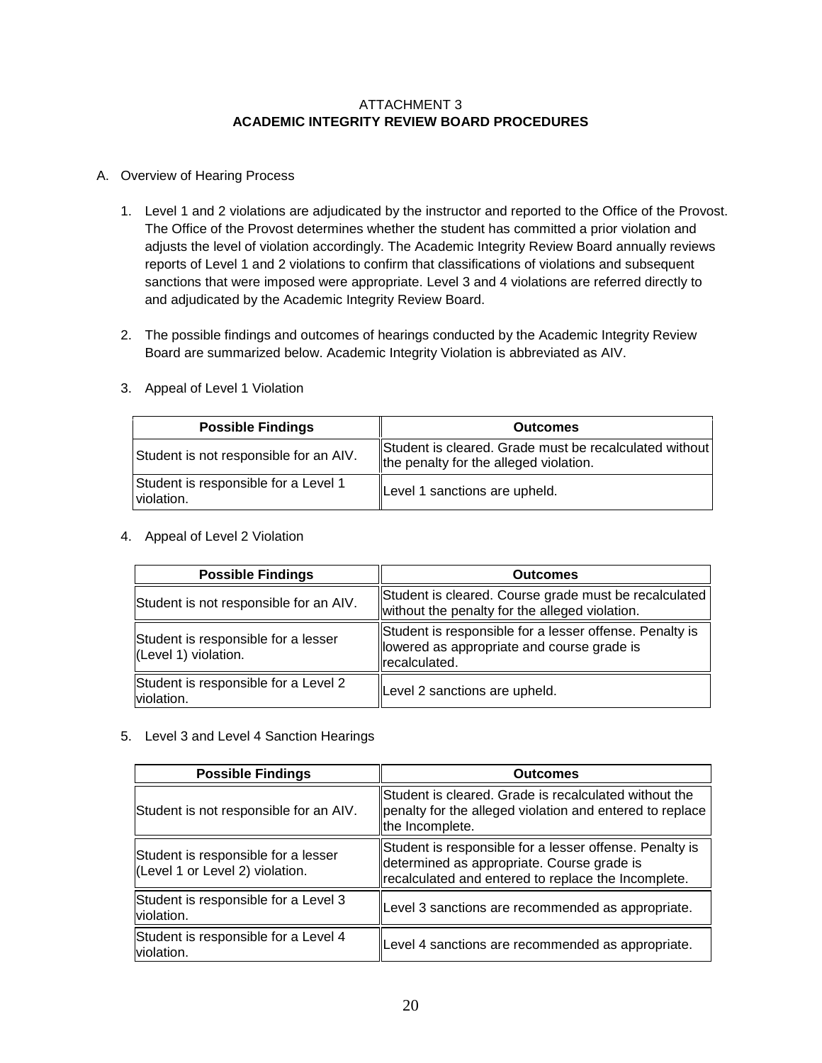ATTACHMENT 3
**ACADEMIC INTEGRITY REVIEW BOARD PROCEDURES**

A. Overview of Hearing Process

1. Level 1 and 2 violations are adjudicated by the instructor and reported to the Office of the Provost. The Office of the Provost determines whether the student has committed a prior violation and adjusts the level of violation accordingly. The Academic Integrity Review Board annually reviews reports of Level 1 and 2 violations to confirm that classifications of violations and subsequent sanctions that were imposed were appropriate. Level 3 and 4 violations are referred directly to and adjudicated by the Academic Integrity Review Board.

2. The possible findings and outcomes of hearings conducted by the Academic Integrity Review Board are summarized below. Academic Integrity Violation is abbreviated as AIV.

3. Appeal of Level 1 Violation

| Possible Findings | Outcomes |
|---|---|
| Student is not responsible for an AIV. | Student is cleared. Grade must be recalculated without the penalty for the alleged violation. |
| Student is responsible for a Level 1 violation. | Level 1 sanctions are upheld. |

4. Appeal of Level 2 Violation

| Possible Findings | Outcomes |
|---|---|
| Student is not responsible for an AIV. | Student is cleared. Course grade must be recalculated without the penalty for the alleged violation. |
| Student is responsible for a lesser (Level 1) violation. | Student is responsible for a lesser offense. Penalty is lowered as appropriate and course grade is recalculated. |
| Student is responsible for a Level 2 violation. | Level 2 sanctions are upheld. |

5. Level 3 and Level 4 Sanction Hearings

| Possible Findings | Outcomes |
|---|---|
| Student is not responsible for an AIV. | Student is cleared. Grade is recalculated without the penalty for the alleged violation and entered to replace the Incomplete. |
| Student is responsible for a lesser (Level 1 or Level 2) violation. | Student is responsible for a lesser offense. Penalty is determined as appropriate. Course grade is recalculated and entered to replace the Incomplete. |
| Student is responsible for a Level 3 violation. | Level 3 sanctions are recommended as appropriate. |
| Student is responsible for a Level 4 violation. | Level 4 sanctions are recommended as appropriate. |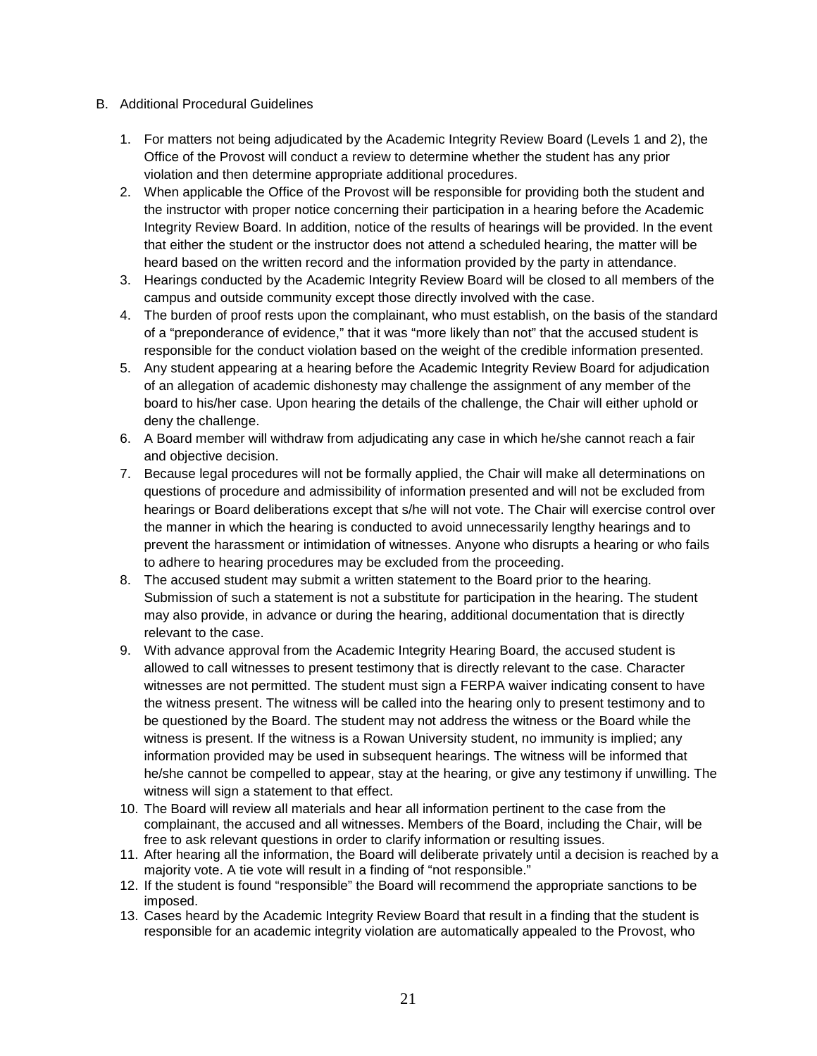B. Additional Procedural Guidelines

1. For matters not being adjudicated by the Academic Integrity Review Board (Levels 1 and 2), the Office of the Provost will conduct a review to determine whether the student has any prior violation and then determine appropriate additional procedures.
2. When applicable the Office of the Provost will be responsible for providing both the student and the instructor with proper notice concerning their participation in a hearing before the Academic Integrity Review Board. In addition, notice of the results of hearings will be provided. In the event that either the student or the instructor does not attend a scheduled hearing, the matter will be heard based on the written record and the information provided by the party in attendance.
3. Hearings conducted by the Academic Integrity Review Board will be closed to all members of the campus and outside community except those directly involved with the case.
4. The burden of proof rests upon the complainant, who must establish, on the basis of the standard of a "preponderance of evidence," that it was "more likely than not" that the accused student is responsible for the conduct violation based on the weight of the credible information presented.
5. Any student appearing at a hearing before the Academic Integrity Review Board for adjudication of an allegation of academic dishonesty may challenge the assignment of any member of the board to his/her case. Upon hearing the details of the challenge, the Chair will either uphold or deny the challenge.
6. A Board member will withdraw from adjudicating any case in which he/she cannot reach a fair and objective decision.
7. Because legal procedures will not be formally applied, the Chair will make all determinations on questions of procedure and admissibility of information presented and will not be excluded from hearings or Board deliberations except that s/he will not vote. The Chair will exercise control over the manner in which the hearing is conducted to avoid unnecessarily lengthy hearings and to prevent the harassment or intimidation of witnesses. Anyone who disrupts a hearing or who fails to adhere to hearing procedures may be excluded from the proceeding.
8. The accused student may submit a written statement to the Board prior to the hearing. Submission of such a statement is not a substitute for participation in the hearing. The student may also provide, in advance or during the hearing, additional documentation that is directly relevant to the case.
9. With advance approval from the Academic Integrity Hearing Board, the accused student is allowed to call witnesses to present testimony that is directly relevant to the case. Character witnesses are not permitted. The student must sign a FERPA waiver indicating consent to have the witness present. The witness will be called into the hearing only to present testimony and to be questioned by the Board. The student may not address the witness or the Board while the witness is present. If the witness is a Rowan University student, no immunity is implied; any information provided may be used in subsequent hearings. The witness will be informed that he/she cannot be compelled to appear, stay at the hearing, or give any testimony if unwilling. The witness will sign a statement to that effect.
10. The Board will review all materials and hear all information pertinent to the case from the complainant, the accused and all witnesses. Members of the Board, including the Chair, will be free to ask relevant questions in order to clarify information or resulting issues.
11. After hearing all the information, the Board will deliberate privately until a decision is reached by a majority vote. A tie vote will result in a finding of "not responsible."
12. If the student is found "responsible" the Board will recommend the appropriate sanctions to be imposed.
13. Cases heard by the Academic Integrity Review Board that result in a finding that the student is responsible for an academic integrity violation are automatically appealed to the Provost, who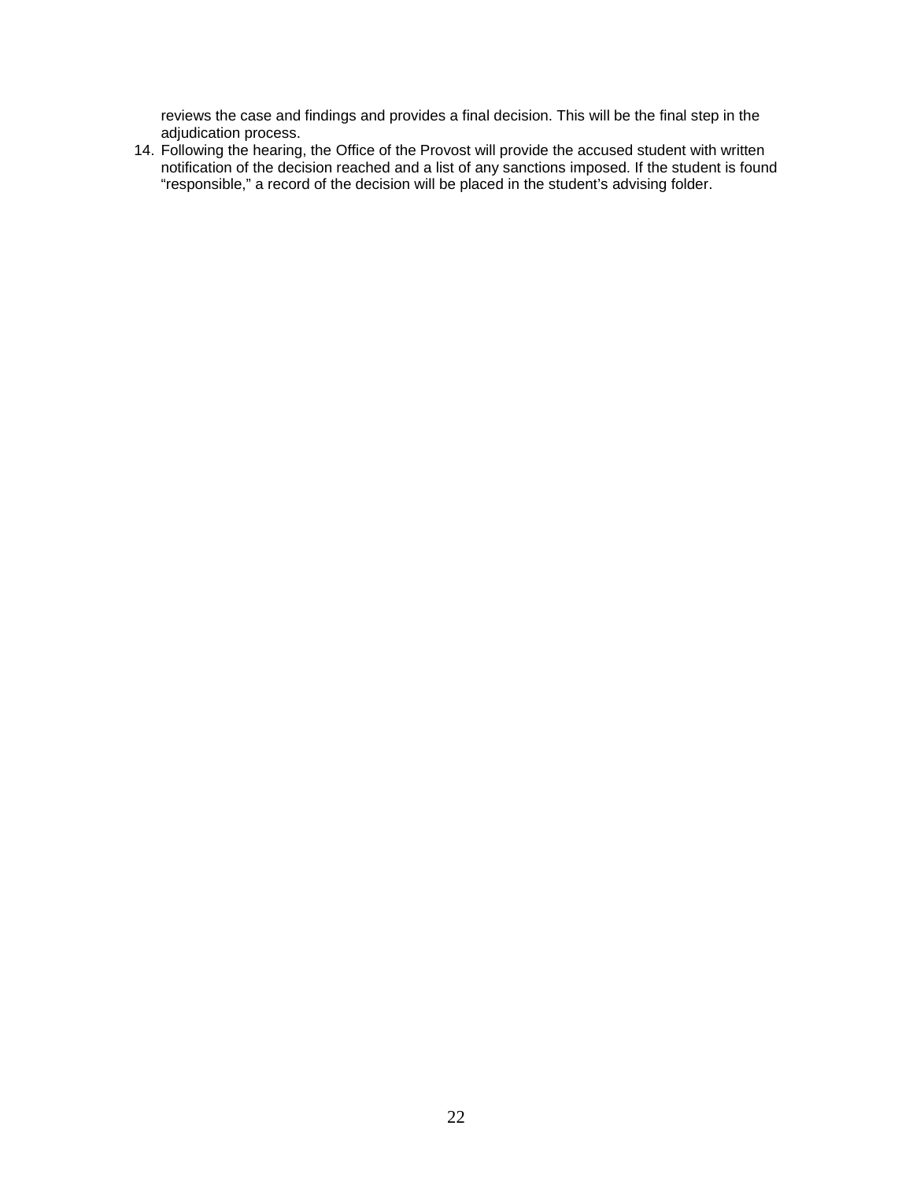reviews the case and findings and provides a final decision. This will be the final step in the adjudication process.

14. Following the hearing, the Office of the Provost will provide the accused student with written notification of the decision reached and a list of any sanctions imposed. If the student is found "responsible," a record of the decision will be placed in the student's advising folder.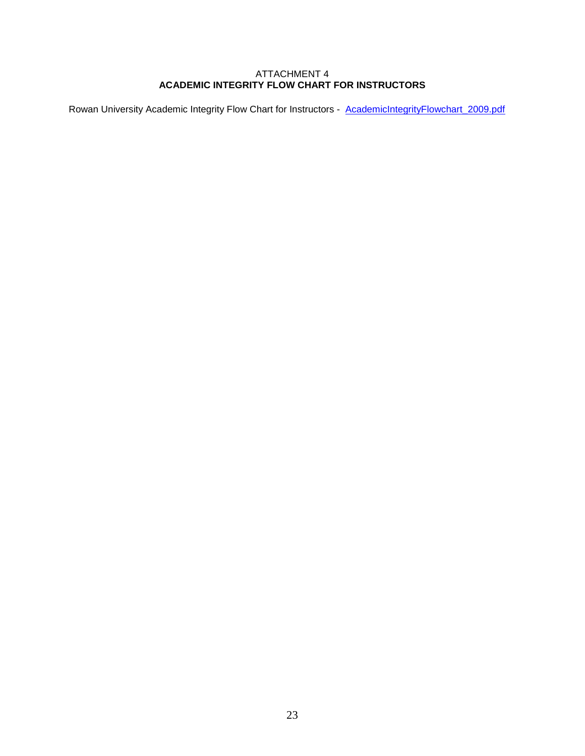ATTACHMENT 4

**ACADEMIC INTEGRITY FLOW CHART FOR INSTRUCTORS**

Rowan University Academic Integrity Flow Chart for Instructors - AcademicIntegrityFlowchart_2009.pdf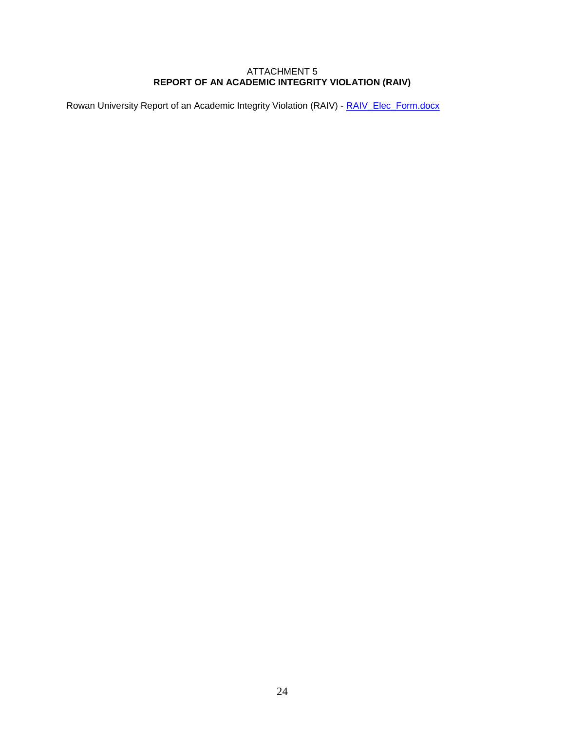ATTACHMENT 5

**REPORT OF AN ACADEMIC INTEGRITY VIOLATION (RAIV)**

Rowan University Report of an Academic Integrity Violation (RAIV) - RAIV_Elec_Form.docx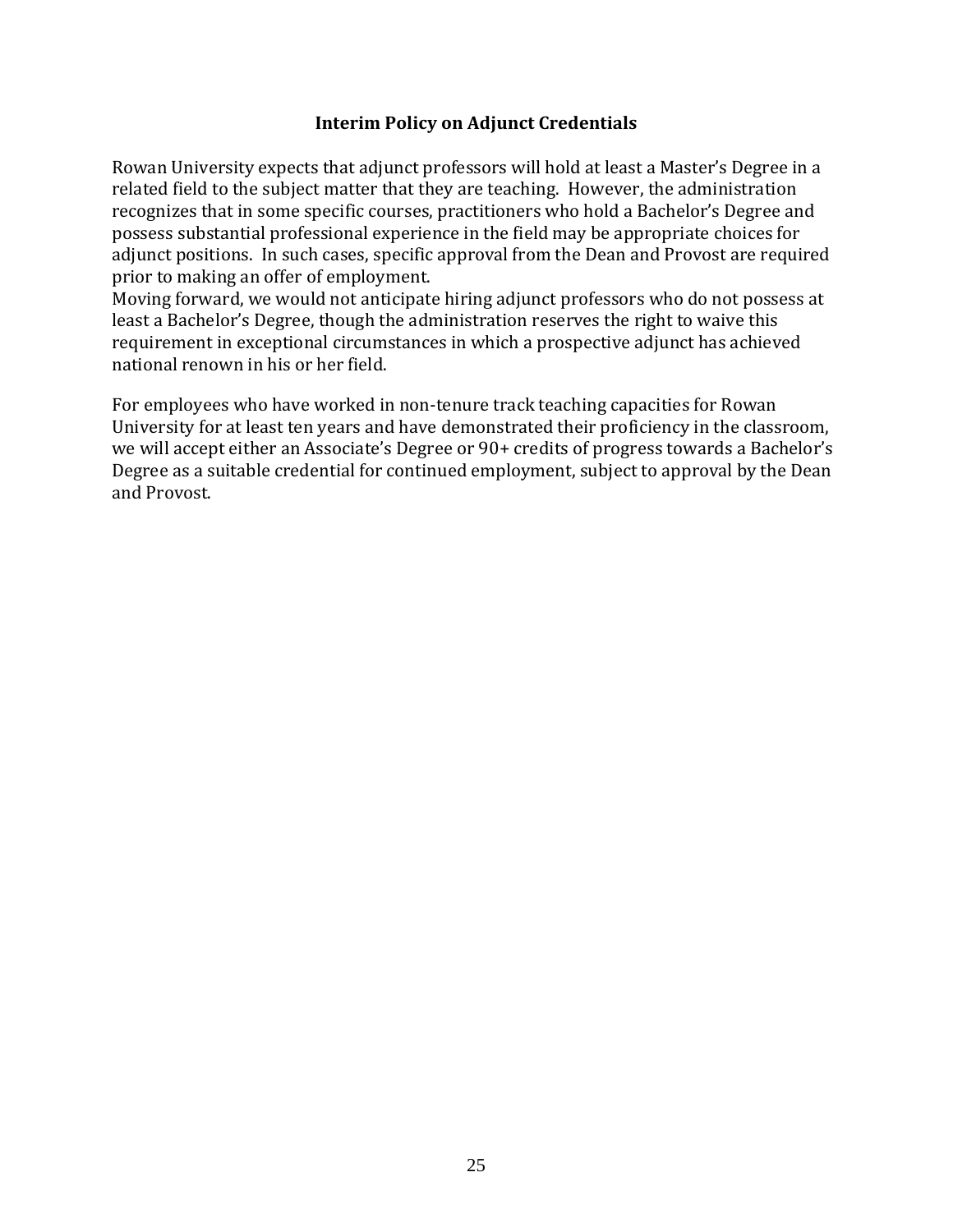## Interim Policy on Adjunct Credentials

Rowan University expects that adjunct professors will hold at least a Master's Degree in a related field to the subject matter that they are teaching. However, the administration recognizes that in some specific courses, practitioners who hold a Bachelor's Degree and possess substantial professional experience in the field may be appropriate choices for adjunct positions. In such cases, specific approval from the Dean and Provost are required prior to making an offer of employment.

Moving forward, we would not anticipate hiring adjunct professors who do not possess at least a Bachelor's Degree, though the administration reserves the right to waive this requirement in exceptional circumstances in which a prospective adjunct has achieved national renown in his or her field.

For employees who have worked in non-tenure track teaching capacities for Rowan University for at least ten years and have demonstrated their proficiency in the classroom, we will accept either an Associate's Degree or 90+ credits of progress towards a Bachelor's Degree as a suitable credential for continued employment, subject to approval by the Dean and Provost.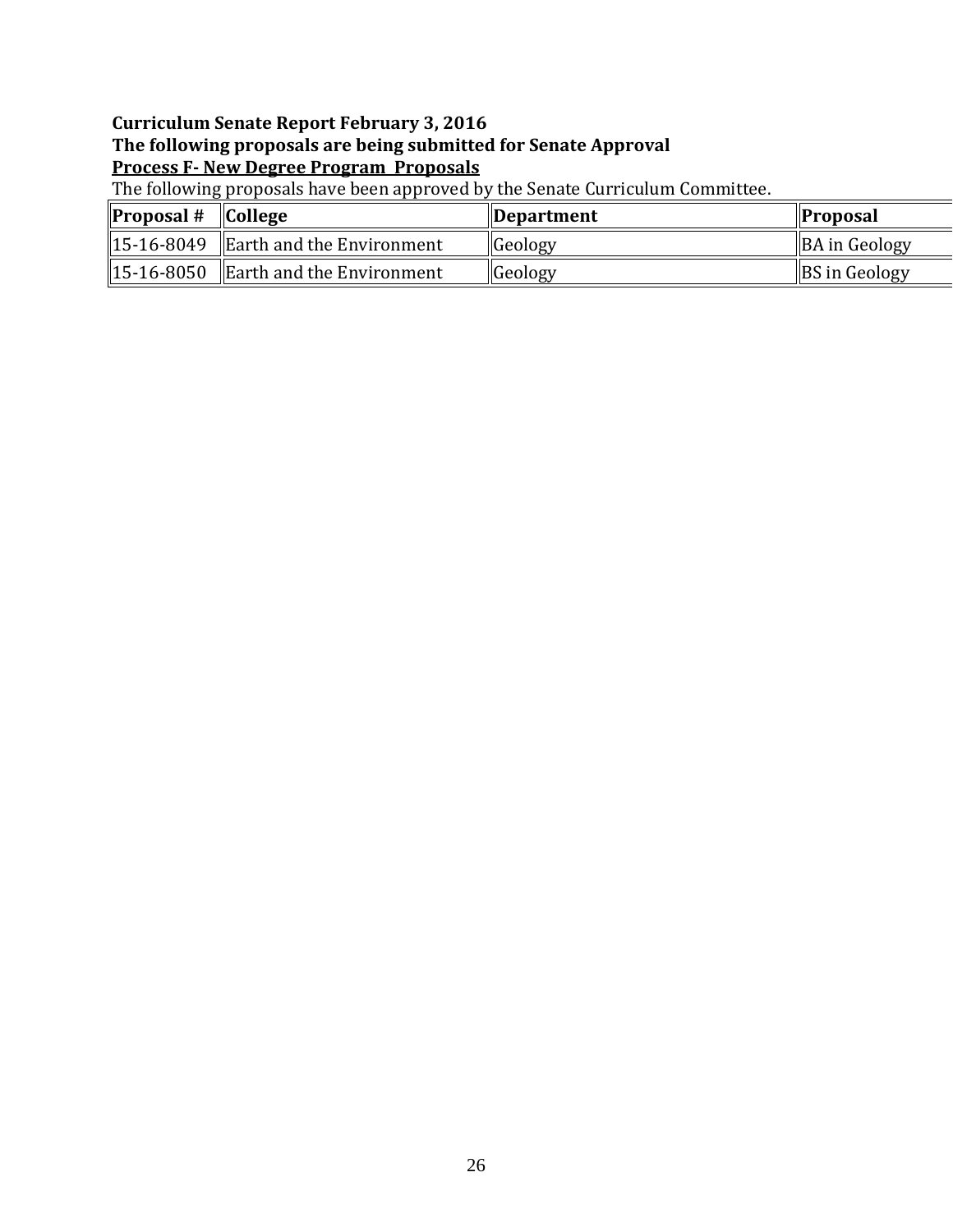**Curriculum Senate Report February 3, 2016**

**The following proposals are being submitted for Senate Approval**

**Process F- New Degree Program Proposals**

The following proposals have been approved by the Senate Curriculum Committee.

| Proposal # | College | Department | Proposal |
|---|---|---|---|
| 15-16-8049 | Earth and the Environment | Geology | BA in Geology |
| 15-16-8050 | Earth and the Environment | Geology | BS in Geology |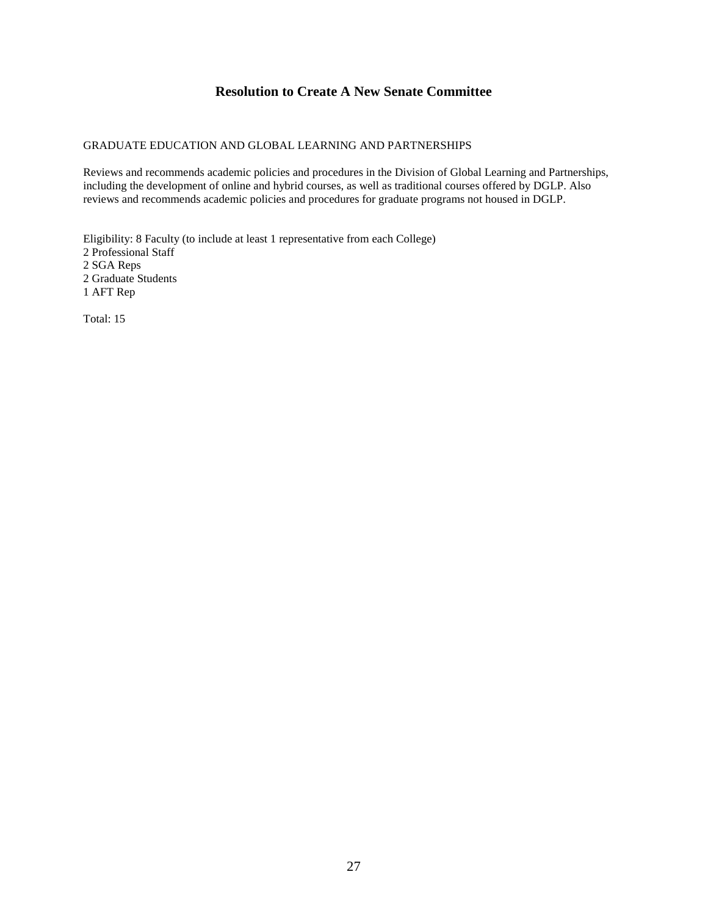# Resolution to Create A New Senate Committee

GRADUATE EDUCATION AND GLOBAL LEARNING AND PARTNERSHIPS

Reviews and recommends academic policies and procedures in the Division of Global Learning and Partnerships, including the development of online and hybrid courses, as well as traditional courses offered by DGLP. Also reviews and recommends academic policies and procedures for graduate programs not housed in DGLP.

Eligibility: 8 Faculty (to include at least 1 representative from each College)
2 Professional Staff
2 SGA Reps
2 Graduate Students
1 AFT Rep

Total: 15